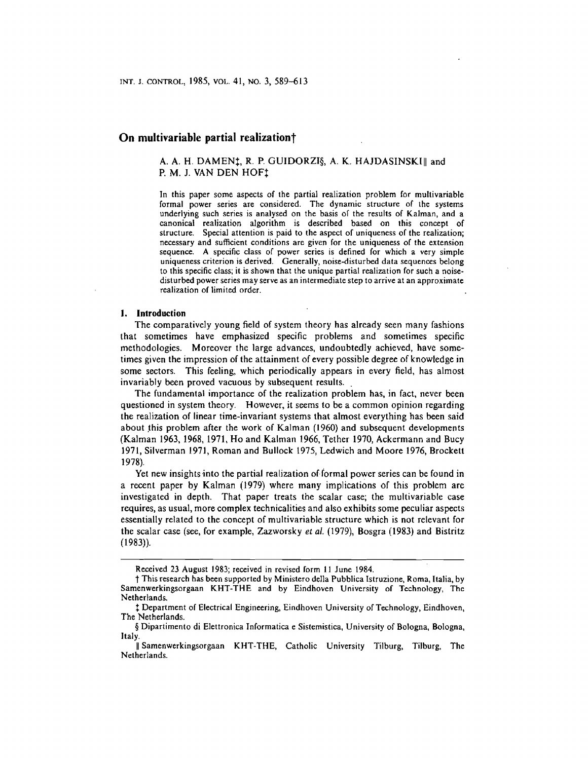# On multivariable partial realization†

A. A. H. DAMEN‡, R. P. GUIDORZI§, A. K. HAJDASINSKI‖ and P. M. J. VAN DEN HOF‡

In this paper some aspects of the partial realization problem for multivariable formal power series are considered. The dynamic structure of the systems underlying such series is analysed on the basis of the results of Kalman, and a canonical realization algorithm is described based on this concept of structure. Special attention is paid to the aspect of uniqueness of the realization; necessary and sufficient conditions are given for the uniqueness of the extension sequence. A specific class of power series is defined for which a very simple uniqueness criterion is derived. Generally, noise-disturbed data sequences belong to this specific class; it is shown that the unique partial realization for such a noise-disturbed power series may serve as an intermediate step to arrive at an approximate realization of limited order.

## 1. Introduction

The comparatively young field of system theory has already seen many fashions that sometimes have emphasized specific problems and sometimes specific methodologies. Moreover the large advances, undoubtedly achieved, have sometimes given the impression of the attainment of every possible degree of knowledge in some sectors. This feeling, which periodically appears in every field, has almost invariably been proved vacuous by subsequent results.

The fundamental importance of the realization problem has, in fact, never been questioned in system theory. However, it seems to be a common opinion regarding the realization of linear time-invariant systems that almost everything has been said about this problem after the work of Kalman (1960) and subsequent developments (Kalman 1963, 1968, 1971, Ho and Kalman 1966, Tether 1970, Ackermann and Bucy 1971, Silverman 1971, Roman and Bullock 1975, Ledwich and Moore 1976, Brockett 1978).

Yet new insights into the partial realization of formal power series can be found in a recent paper by Kalman (1979) where many implications of this problem are investigated in depth. That paper treats the scalar case; the multivariable case requires, as usual, more complex technicalities and also exhibits some peculiar aspects essentially related to the concept of multivariable structure which is not relevant for the scalar case (see, for example, Zazworsky *et al.* (1979), Bosgra (1983) and Bistritz (1983)).

---

Received 23 August 1983; received in revised form 11 June 1984.

† This research has been supported by Ministero della Pubblica Istruzione, Roma, Italia, by Samenwerkingsorgaan KHT-THE and by Eindhoven University of Technology, The Netherlands.

‡ Department of Electrical Engineering, Eindhoven University of Technology, Eindhoven, The Netherlands.

§ Dipartimento di Elettronica Informatica e Sistemistica, University of Bologna, Bologna, Italy.

‖ Samenwerkingsorgaan KHT-THE, Catholic University Tilburg, Tilburg, The Netherlands.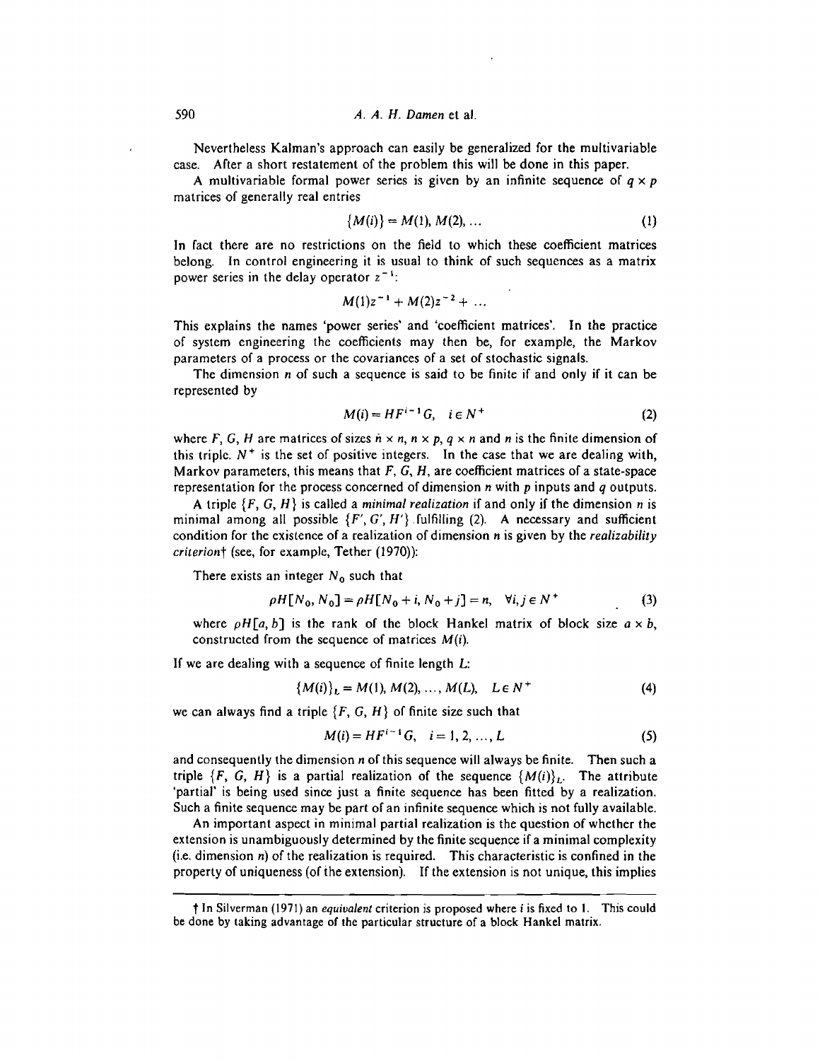Nevertheless Kalman's approach can easily be generalized for the multivariable case. After a short restatement of the problem this will be done in this paper.

A multivariable formal power series is given by an infinite sequence of $q \times p$ matrices of generally real entries

$$\{M(i)\} = M(1), M(2), \ldots \tag{1}$$

In fact there are no restrictions on the field to which these coefficient matrices belong. In control engineering it is usual to think of such sequences as a matrix power series in the delay operator $z^{-1}$:

$$M(1)z^{-1} + M(2)z^{-2} + \ldots$$

This explains the names 'power series' and 'coefficient matrices'. In the practice of system engineering the coefficients may then be, for example, the Markov parameters of a process or the covariances of a set of stochastic signals.

The dimension $n$ of such a sequence is said to be finite if and only if it can be represented by

$$M(i) = HF^{i-1}G, \quad i \in N^{+} \tag{2}$$

where $F$, $G$, $H$ are matrices of sizes $n \times n$, $n \times p$, $q \times n$ and $n$ is the finite dimension of this triple. $N^{+}$ is the set of positive integers. In the case that we are dealing with, Markov parameters, this means that $F$, $G$, $H$, are coefficient matrices of a state-space representation for the process concerned of dimension $n$ with $p$ inputs and $q$ outputs.

A triple $\{F, G, H\}$ is called a *minimal realization* if and only if the dimension $n$ is minimal among all possible $\{F', G', H'\}$ fulfilling (2). A necessary and sufficient condition for the existence of a realization of dimension $n$ is given by the *realizability criterion*† (see, for example, Tether (1970)):

There exists an integer $N_0$ such that

$$\rho H[N_0, N_0] = \rho H[N_0 + i, N_0 + j] = n, \quad \forall i, j \in N^{+} \tag{3}$$

where $\rho H[a, b]$ is the rank of the block Hankel matrix of block size $a \times b$, constructed from the sequence of matrices $M(i)$.

If we are dealing with a sequence of finite length $L$:

$$\{M(i)\}_L = M(1), M(2), \ldots, M(L), \quad L \in N^{+} \tag{4}$$

we can always find a triple $\{F, G, H\}$ of finite size such that

$$M(i) = HF^{i-1}G, \quad i = 1, 2, \ldots, L \tag{5}$$

and consequently the dimension $n$ of this sequence will always be finite. Then such a triple $\{F, G, H\}$ is a partial realization of the sequence $\{M(i)\}_L$. The attribute 'partial' is being used since just a finite sequence has been fitted by a realization. Such a finite sequence may be part of an infinite sequence which is not fully available.

An important aspect in minimal partial realization is the question of whether the extension is unambiguously determined by the finite sequence if a minimal complexity (i.e. dimension $n$) of the realization is required. This characteristic is confined in the property of uniqueness (of the extension). If the extension is not unique, this implies

---

† In Silverman (1971) an *equivalent* criterion is proposed where $i$ is fixed to 1. This could be done by taking advantage of the particular structure of a block Hankel matrix.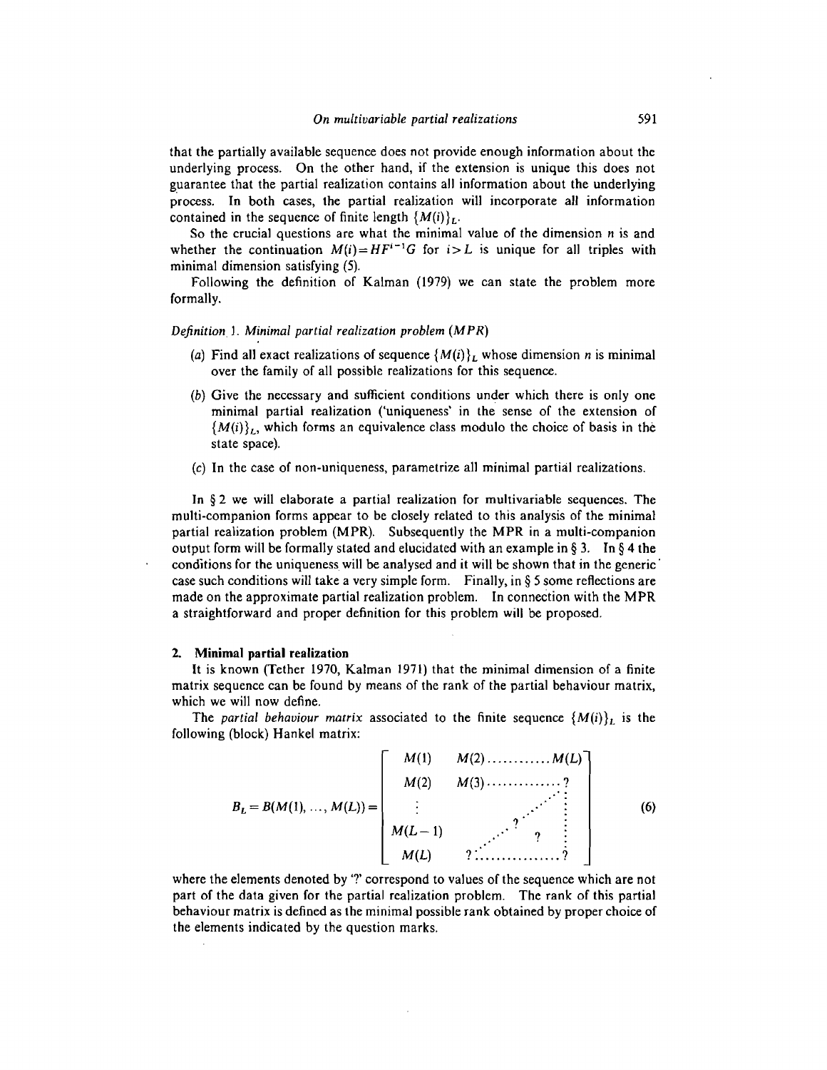that the partially available sequence does not provide enough information about the underlying process. On the other hand, if the extension is unique this does not guarantee that the partial realization contains all information about the underlying process. In both cases, the partial realization will incorporate all information contained in the sequence of finite length $\{M(i)\}_L$.

So the crucial questions are what the minimal value of the dimension $n$ is and whether the continuation $M(i)=HF^{i-1}G$ for $i>L$ is unique for all triples with minimal dimension satisfying (5).

Following the definition of Kalman (1979) we can state the problem more formally.

*Definition* 1. *Minimal partial realization problem (MPR)*

(*a*) Find all exact realizations of sequence $\{M(i)\}_L$ whose dimension $n$ is minimal over the family of all possible realizations for this sequence.

(*b*) Give the necessary and sufficient conditions under which there is only one minimal partial realization ('uniqueness' in the sense of the extension of $\{M(i)\}_L$, which forms an equivalence class modulo the choice of basis in the state space).

(*c*) In the case of non-uniqueness, parametrize all minimal partial realizations.

In § 2 we will elaborate a partial realization for multivariable sequences. The multi-companion forms appear to be closely related to this analysis of the minimal partial realization problem (MPR). Subsequently the MPR in a multi-companion output form will be formally stated and elucidated with an example in § 3. In § 4 the conditions for the uniqueness will be analysed and it will be shown that in the generic case such conditions will take a very simple form. Finally, in § 5 some reflections are made on the approximate partial realization problem. In connection with the MPR a straightforward and proper definition for this problem will be proposed.

## 2. Minimal partial realization

It is known (Tether 1970, Kalman 1971) that the minimal dimension of a finite matrix sequence can be found by means of the rank of the partial behaviour matrix, which we will now define.

The *partial behaviour matrix* associated to the finite sequence $\{M(i)\}_L$ is the following (block) Hankel matrix:

$$B_L = B(M(1), \ldots, M(L)) = \begin{bmatrix} M(1) & M(2) \ldots\ldots\ldots\ldots M(L) \\ M(2) & M(3) \ldots\ldots\ldots\ldots ? \\ \vdots & \quad \quad \quad \quad \quad \quad \vdots \\ M(L-1) & \quad \quad ? \quad \quad \quad ? \quad \vdots \\ M(L) & ? \ldots\ldots\ldots\ldots\ldots ? \end{bmatrix} \tag{6}$$

where the elements denoted by '?' correspond to values of the sequence which are not part of the data given for the partial realization problem. The rank of this partial behaviour matrix is defined as the minimal possible rank obtained by proper choice of the elements indicated by the question marks.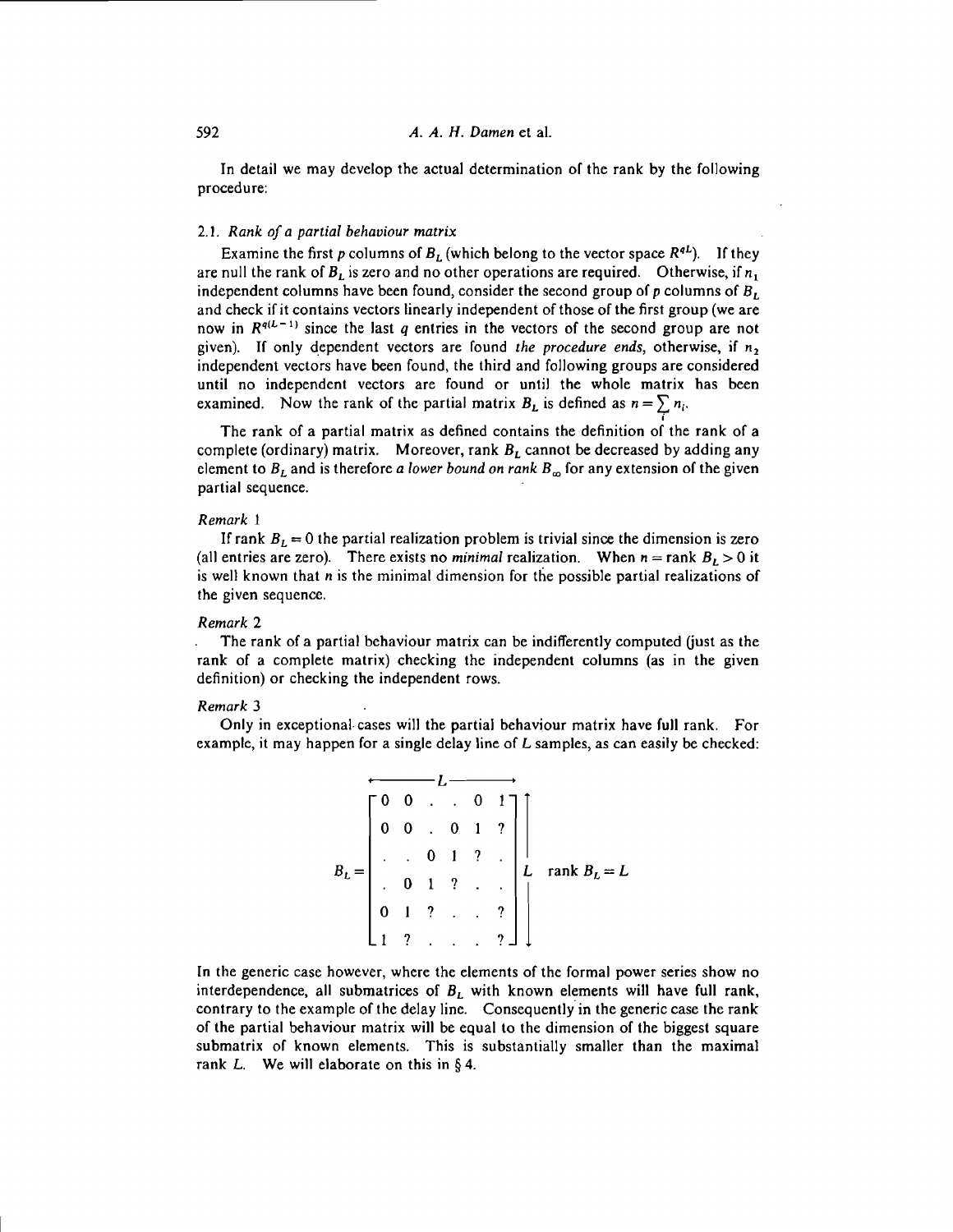In detail we may develop the actual determination of the rank by the following procedure:

### 2.1. *Rank of a partial behaviour matrix*

Examine the first $p$ columns of $B_L$ (which belong to the vector space $R^{qL}$). If they are null the rank of $B_L$ is zero and no other operations are required. Otherwise, if $n_1$ independent columns have been found, consider the second group of $p$ columns of $B_L$ and check if it contains vectors linearly independent of those of the first group (we are now in $R^{q(L-1)}$ since the last $q$ entries in the vectors of the second group are not given). If only dependent vectors are found *the procedure ends*, otherwise, if $n_2$ independent vectors have been found, the third and following groups are considered until no independent vectors are found or until the whole matrix has been examined. Now the rank of the partial matrix $B_L$ is defined as $n = \sum_i n_i$.

The rank of a partial matrix as defined contains the definition of the rank of a complete (ordinary) matrix. Moreover, rank $B_L$ cannot be decreased by adding any element to $B_L$ and is therefore *a lower bound on rank* $B_\infty$ for any extension of the given partial sequence.

*Remark* 1

If rank $B_L = 0$ the partial realization problem is trivial since the dimension is zero (all entries are zero). There exists no *minimal* realization. When $n = \text{rank } B_L > 0$ it is well known that $n$ is the minimal dimension for the possible partial realizations of the given sequence.

*Remark* 2

The rank of a partial behaviour matrix can be indifferently computed (just as the rank of a complete matrix) checking the independent columns (as in the given definition) or checking the independent rows.

*Remark* 3

Only in exceptional cases will the partial behaviour matrix have full rank. For example, it may happen for a single delay line of $L$ samples, as can easily be checked:

$$B_L = \underbrace{\begin{bmatrix} 0 & 0 & . & . & 0 & 1 \\ 0 & 0 & . & 0 & 1 & ? \\ . & . & 0 & 1 & ? & . \\ . & 0 & 1 & ? & . & . \\ 0 & 1 & ? & . & . & ? \\ 1 & ? & . & . & . & ? \end{bmatrix}}_{L} \Bigg\} L \qquad \text{rank } B_L = L$$

In the generic case however, where the elements of the formal power series show no interdependence, all submatrices of $B_L$ with known elements will have full rank, contrary to the example of the delay line. Consequently in the generic case the rank of the partial behaviour matrix will be equal to the dimension of the biggest square submatrix of known elements. This is substantially smaller than the maximal rank $L$. We will elaborate on this in § 4.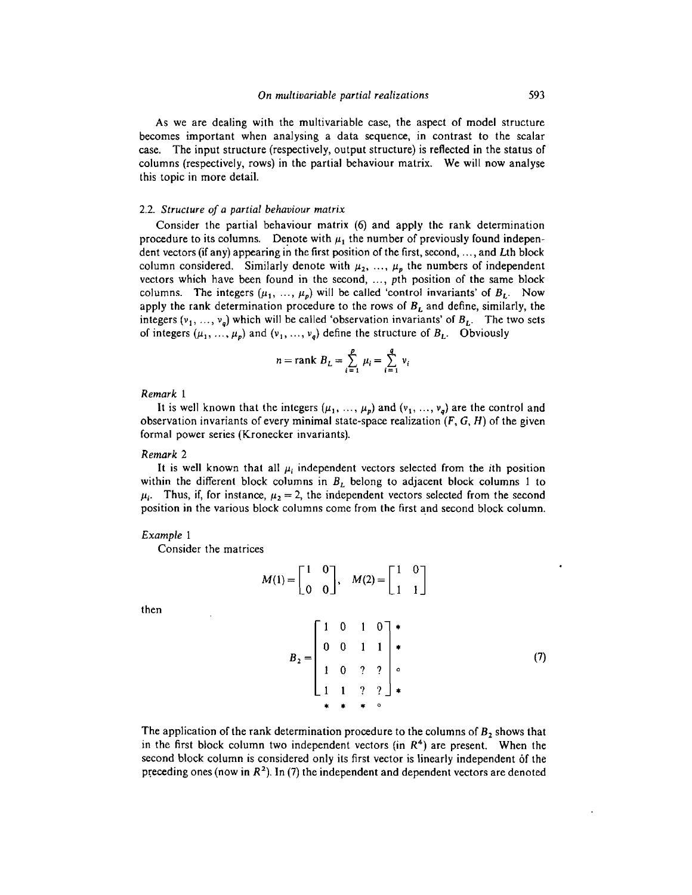As we are dealing with the multivariable case, the aspect of model structure becomes important when analysing a data sequence, in contrast to the scalar case. The input structure (respectively, output structure) is reflected in the status of columns (respectively, rows) in the partial behaviour matrix. We will now analyse this topic in more detail.

### 2.2. *Structure of a partial behaviour matrix*

Consider the partial behaviour matrix (6) and apply the rank determination procedure to its columns. Denote with $\mu_1$ the number of previously found independent vectors (if any) appearing in the first position of the first, second, ..., and $L$th block column considered. Similarly denote with $\mu_2, \ldots, \mu_p$ the numbers of independent vectors which have been found in the second, ..., $p$th position of the same block columns. The integers $(\mu_1, \ldots, \mu_p)$ will be called 'control invariants' of $B_L$. Now apply the rank determination procedure to the rows of $B_L$ and define, similarly, the integers $(\nu_1, \ldots, \nu_q)$ which will be called 'observation invariants' of $B_L$. The two sets of integers $(\mu_1, \ldots, \mu_p)$ and $(\nu_1, \ldots, \nu_q)$ define the structure of $B_L$. Obviously

$$n = \operatorname{rank} B_L = \sum_{i=1}^{p} \mu_i = \sum_{i=1}^{q} \nu_i$$

*Remark* 1

It is well known that the integers $(\mu_1, \ldots, \mu_p)$ and $(\nu_1, \ldots, \nu_q)$ are the control and observation invariants of every minimal state-space realization $(F, G, H)$ of the given formal power series (Kronecker invariants).

*Remark* 2

It is well known that all $\mu_i$ independent vectors selected from the $i$th position within the different block columns in $B_L$ belong to adjacent block columns 1 to $\mu_i$. Thus, if, for instance, $\mu_2 = 2$, the independent vectors selected from the second position in the various block columns come from the first and second block column.

*Example* 1

Consider the matrices

$$M(1) = \begin{bmatrix} 1 & 0 \\ 0 & 0 \end{bmatrix}, \quad M(2) = \begin{bmatrix} 1 & 0 \\ 1 & 1 \end{bmatrix}$$

then

$$B_2 = \begin{bmatrix} 1 & 0 & 1 & 0 \\ 0 & 0 & 1 & 1 \\ 1 & 0 & ? & ? \\ 1 & 1 & ? & ? \end{bmatrix} \begin{matrix} * \\ * \\ \circ \\ * \end{matrix} \tag{7}$$
$$\begin{matrix} * & \;\; * & \;\; * & \;\; \circ \end{matrix}$$

The application of the rank determination procedure to the columns of $B_2$ shows that in the first block column two independent vectors (in $R^4$) are present. When the second block column is considered only its first vector is linearly independent of the preceding ones (now in $R^2$). In (7) the independent and dependent vectors are denoted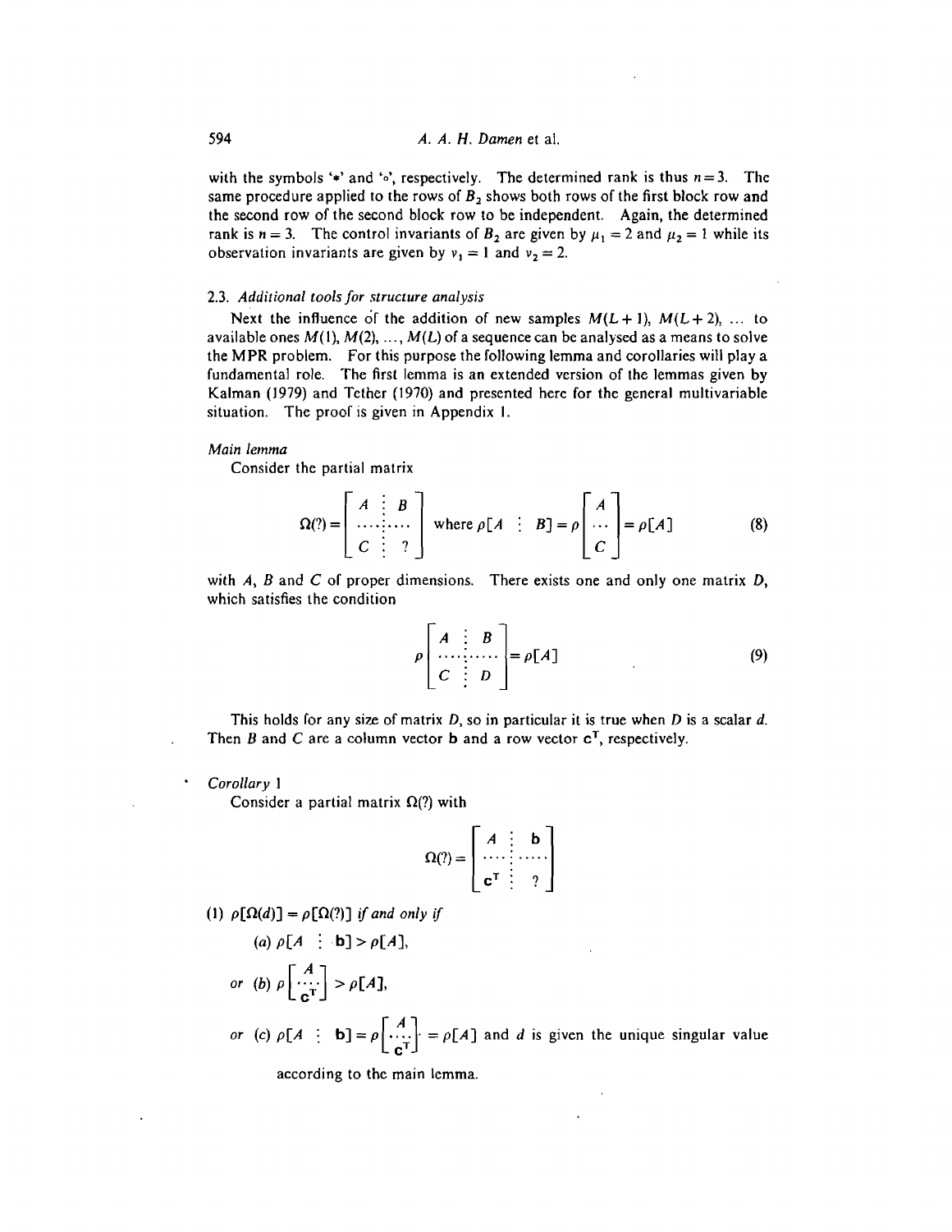with the symbols '*' and '∘', respectively. The determined rank is thus $n = 3$. The same procedure applied to the rows of $B_2$ shows both rows of the first block row and the second row of the second block row to be independent. Again, the determined rank is $n = 3$. The control invariants of $B_2$ are given by $\mu_1 = 2$ and $\mu_2 = 1$ while its observation invariants are given by $\nu_1 = 1$ and $\nu_2 = 2$.

### 2.3. *Additional tools for structure analysis*

Next the influence of the addition of new samples $M(L+1)$, $M(L+2)$, ... to available ones $M(1)$, $M(2)$, ..., $M(L)$ of a sequence can be analysed as a means to solve the MPR problem. For this purpose the following lemma and corollaries will play a fundamental role. The first lemma is an extended version of the lemmas given by Kalman (1979) and Tether (1970) and presented here for the general multivariable situation. The proof is given in Appendix 1.

*Main lemma*

Consider the partial matrix

$$\Omega(?) = \begin{bmatrix} A & \vdots & B \\ \cdots & \vdots & \cdots \\ C & \vdots & ? \end{bmatrix} \quad \text{where } \rho[A \ \vdots \ B] = \rho \begin{bmatrix} A \\ \cdots \\ C \end{bmatrix} = \rho[A] \tag{8}$$

with $A$, $B$ and $C$ of proper dimensions. There exists one and only one matrix $D$, which satisfies the condition

$$\rho \begin{bmatrix} A & \vdots & B \\ \cdots & \vdots & \cdots \\ C & \vdots & D \end{bmatrix} = \rho[A] \tag{9}$$

This holds for any size of matrix $D$, so in particular it is true when $D$ is a scalar $d$. Then $B$ and $C$ are a column vector $\mathbf{b}$ and a row vector $\mathbf{c}^{\mathrm{T}}$, respectively.

*Corollary 1*

Consider a partial matrix $\Omega(?)$ with

$$\Omega(?) = \begin{bmatrix} A & \vdots & \mathbf{b} \\ \cdots & \vdots & \cdots \\ \mathbf{c}^{\mathrm{T}} & \vdots & ? \end{bmatrix}$$

(1) $\rho[\Omega(d)] = \rho[\Omega(?)]$ *if and only if*

(*a*) $\rho[A \ \vdots \ \mathbf{b}] > \rho[A]$,

*or* (*b*) $\rho \begin{bmatrix} A \\ \cdots \\ \mathbf{c}^{\mathrm{T}} \end{bmatrix} > \rho[A]$,

*or* (*c*) $\rho[A \ \vdots \ \mathbf{b}] = \rho \begin{bmatrix} A \\ \cdots \\ \mathbf{c}^{\mathrm{T}} \end{bmatrix} = \rho[A]$ and $d$ is given the unique singular value according to the main lemma.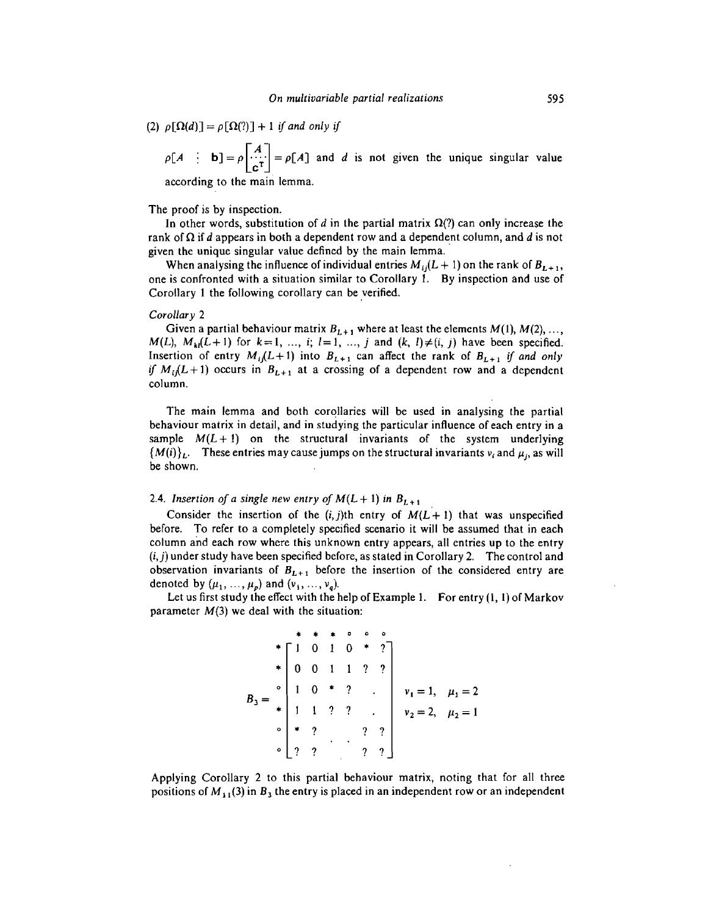(2) $\rho[\Omega(d)] = \rho[\Omega(?)] + 1$ *if and only if*

$$\rho[A \ \vdots \ \mathbf{b}] = \rho\begin{bmatrix} A \\ \cdots \\ \mathbf{c}^{\mathrm{T}} \end{bmatrix} = \rho[A] \text{ and } d \text{ is not given the unique singular value}$$

according to the main lemma.

The proof is by inspection.

In other words, substitution of $d$ in the partial matrix $\Omega(?)$ can only increase the rank of $\Omega$ if $d$ appears in both a dependent row and a dependent column, and $d$ is not given the unique singular value defined by the main lemma.

When analysing the influence of individual entries $M_{ij}(L+1)$ on the rank of $B_{L+1}$, one is confronted with a situation similar to Corollary 1. By inspection and use of Corollary 1 the following corollary can be verified.

*Corollary* 2

Given a partial behaviour matrix $B_{L+1}$ where at least the elements $M(1), M(2), \ldots, M(L), M_{kl}(L+1)$ for $k = 1, \ldots, i$; $l = 1, \ldots, j$ and $(k, l) \neq (i, j)$ have been specified. Insertion of entry $M_{ij}(L+1)$ into $B_{L+1}$ can affect the rank of $B_{L+1}$ *if and only if* $M_{ij}(L+1)$ occurs in $B_{L+1}$ at a crossing of a dependent row and a dependent column.

The main lemma and both corollaries will be used in analysing the partial behaviour matrix in detail, and in studying the particular influence of each entry in a sample $M(L+1)$ on the structural invariants of the system underlying $\{M(i)\}_L$. These entries may cause jumps on the structural invariants $\nu_i$ and $\mu_j$, as will be shown.

### 2.4. *Insertion of a single new entry of $M(L+1)$ in $B_{L+1}$*

Consider the insertion of the $(i,j)$th entry of $M(L+1)$ that was unspecified before. To refer to a completely specified scenario it will be assumed that in each column and each row where this unknown entry appears, all entries up to the entry $(i,j)$ under study have been specified before, as stated in Corollary 2. The control and observation invariants of $B_{L+1}$ before the insertion of the considered entry are denoted by $(\mu_1, \ldots, \mu_p)$ and $(\nu_1, \ldots, \nu_q)$.

Let us first study the effect with the help of Example 1. For entry $(1, 1)$ of Markov parameter $M(3)$ we deal with the situation:

$$B_3 = \begin{array}{c} \\ * \\ * \\ \circ \\ * \\ \circ \\ \circ \end{array}\!\!\begin{array}{c} \begin{array}{cccccc} * & * & * & \circ & \circ & \circ \end{array} \\ \begin{bmatrix} 1 & 0 & 1 & 0 & * & ? \\ 0 & 0 & 1 & 1 & ? & ? \\ 1 & 0 & * & ? & \cdot & \\ 1 & 1 & ? & ? & \cdot & \\ * & ? & & \cdot & ? & ? \\ ? & ? & \cdot & & ? & ? \end{bmatrix} \end{array} \qquad \begin{array}{l} \nu_1 = 1, \quad \mu_1 = 2 \\ \nu_2 = 2, \quad \mu_2 = 1 \end{array}$$

Applying Corollary 2 to this partial behaviour matrix, noting that for all three positions of $M_{11}(3)$ in $B_3$ the entry is placed in an independent row or an independent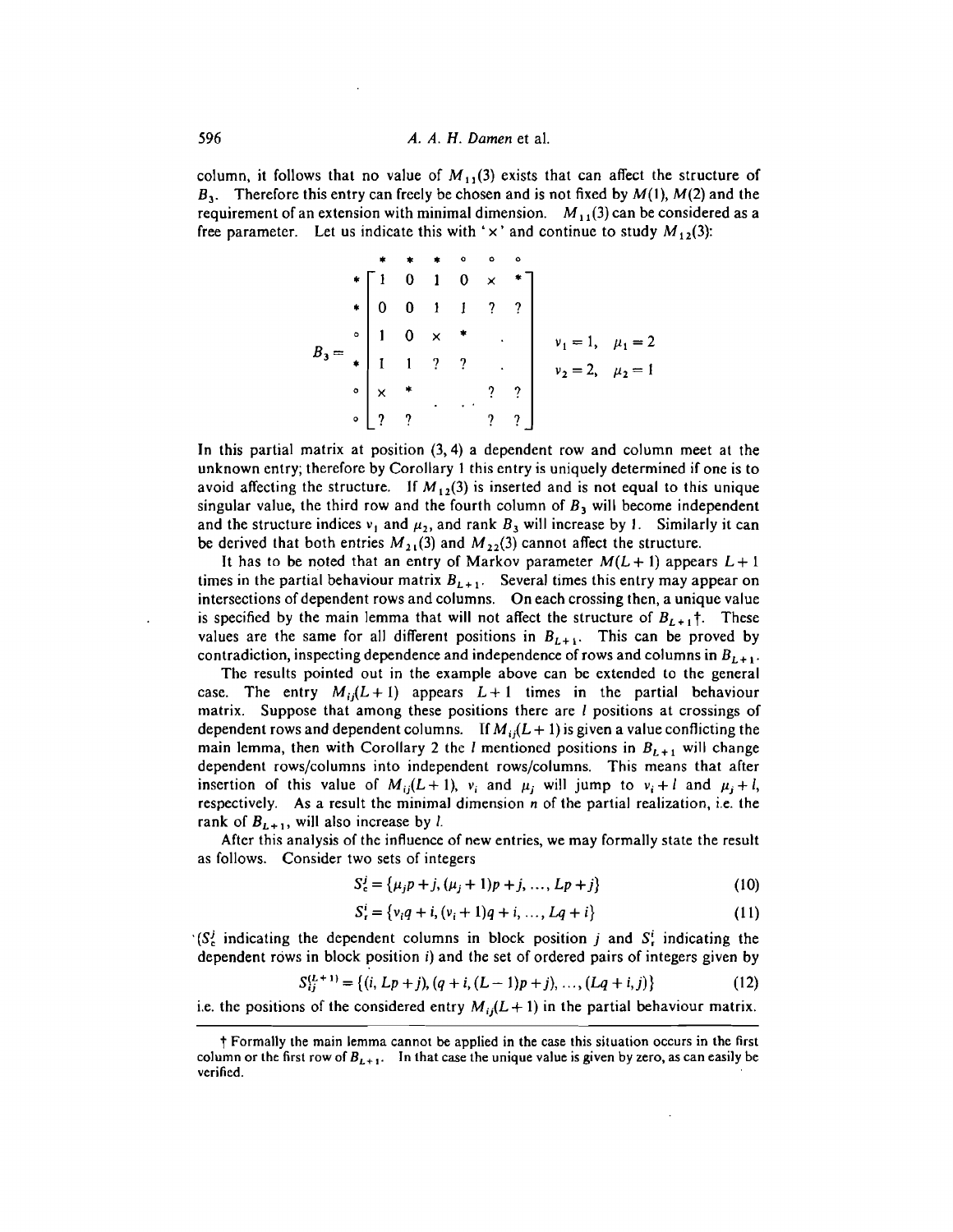column, it follows that no value of $M_{11}(3)$ exists that can affect the structure of $B_3$. Therefore this entry can freely be chosen and is not fixed by $M(1)$, $M(2)$ and the requirement of an extension with minimal dimension. $M_{11}(3)$ can be considered as a free parameter. Let us indicate this with '$\times$' and continue to study $M_{12}(3)$:

$$
B_3 = \begin{array}{c} * \\ * \\ \circ \\ * \\ \circ \\ \circ \end{array}
\overset{\begin{array}{cccccc} * & * & * & \circ & \circ & \circ \end{array}}{\begin{bmatrix} 1 & 0 & 1 & 0 & \times & * \\ 0 & 0 & 1 & 1 & ? & ? \\ 1 & 0 & \times & * & & \cdot \\ 1 & 1 & ? & ? & & \cdot \\ \times & * & & & ? & ? \\ ? & ? & \cdot & \cdot & ? & ? \end{bmatrix}}
\qquad
\begin{array}{l} \nu_1 = 1, \quad \mu_1 = 2 \\ \nu_2 = 2, \quad \mu_2 = 1 \end{array}
$$

In this partial matrix at position (3, 4) a dependent row and column meet at the unknown entry; therefore by Corollary 1 this entry is uniquely determined if one is to avoid affecting the structure. If $M_{12}(3)$ is inserted and is not equal to this unique singular value, the third row and the fourth column of $B_3$ will become independent and the structure indices $\nu_1$ and $\mu_2$, and rank $B_3$ will increase by 1. Similarly it can be derived that both entries $M_{21}(3)$ and $M_{22}(3)$ cannot affect the structure.

It has to be noted that an entry of Markov parameter $M(L+1)$ appears $L+1$ times in the partial behaviour matrix $B_{L+1}$. Several times this entry may appear on intersections of dependent rows and columns. On each crossing then, a unique value is specified by the main lemma that will not affect the structure of $B_{L+1}$†. These values are the same for all different positions in $B_{L+1}$. This can be proved by contradiction, inspecting dependence and independence of rows and columns in $B_{L+1}$.

The results pointed out in the example above can be extended to the general case. The entry $M_{ij}(L+1)$ appears $L+1$ times in the partial behaviour matrix. Suppose that among these positions there are $l$ positions at crossings of dependent rows and dependent columns. If $M_{ij}(L+1)$ is given a value conflicting the main lemma, then with Corollary 2 the $l$ mentioned positions in $B_{L+1}$ will change dependent rows/columns into independent rows/columns. This means that after insertion of this value of $M_{ij}(L+1)$, $\nu_i$ and $\mu_j$ will jump to $\nu_i + l$ and $\mu_j + l$, respectively. As a result the minimal dimension $n$ of the partial realization, i.e. the rank of $B_{L+1}$, will also increase by $l$.

After this analysis of the influence of new entries, we may formally state the result as follows. Consider two sets of integers

$$S_c^j = \{\mu_j p + j, (\mu_j + 1)p + j, \ldots, Lp + j\} \tag{10}$$

$$S_r^i = \{\nu_i q + i, (\nu_i + 1)q + i, \ldots, Lq + i\} \tag{11}$$

($S_c^j$ indicating the dependent columns in block position $j$ and $S_r^i$ indicating the dependent rows in block position $i$) and the set of ordered pairs of integers given by

$$S_{ij}^{(L+1)} = \{(i, Lp + j), (q + i, (L-1)p + j), \ldots, (Lq + i, j)\} \tag{12}$$

i.e. the positions of the considered entry $M_{ij}(L+1)$ in the partial behaviour matrix.

† Formally the main lemma cannot be applied in the case this situation occurs in the first column or the first row of $B_{L+1}$. In that case the unique value is given by zero, as can easily be verified.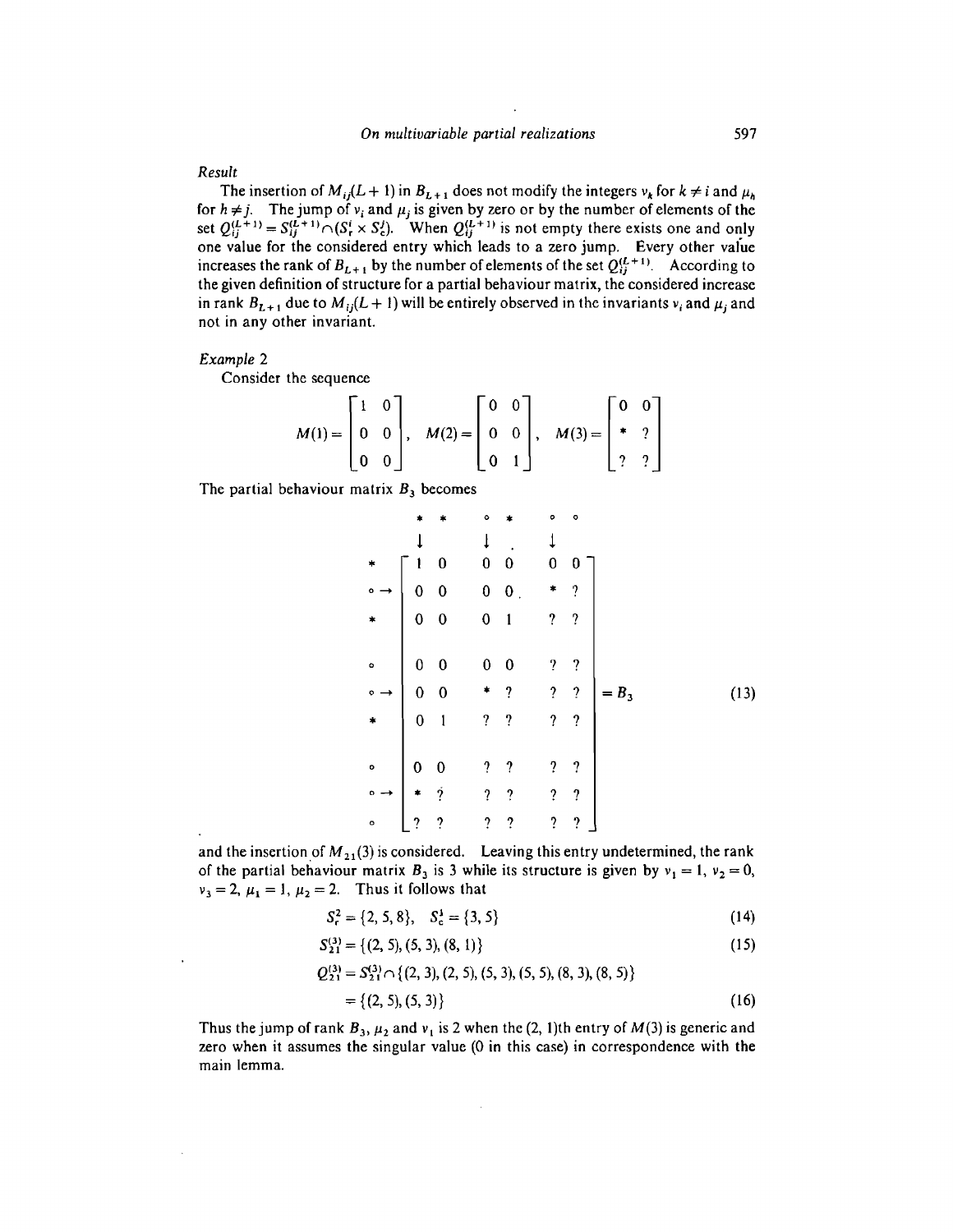*Result*

The insertion of $M_{ij}(L+1)$ in $B_{L+1}$ does not modify the integers $\nu_k$ for $k \neq i$ and $\mu_h$ for $h \neq j$. The jump of $\nu_i$ and $\mu_j$ is given by zero or by the number of elements of the set $Q_{ij}^{(L+1)} = S_{ij}^{(L+1)} \cap (S_r^i \times S_c^j)$. When $Q_{ij}^{(L+1)}$ is not empty there exists one and only one value for the considered entry which leads to a zero jump. Every other value increases the rank of $B_{L+1}$ by the number of elements of the set $Q_{ij}^{(L+1)}$. According to the given definition of structure for a partial behaviour matrix, the considered increase in rank $B_{L+1}$ due to $M_{ij}(L+1)$ will be entirely observed in the invariants $\nu_i$ and $\mu_j$ and not in any other invariant.

*Example 2*

Consider the sequence

$$M(1) = \begin{bmatrix} 1 & 0 \\ 0 & 0 \\ 0 & 0 \end{bmatrix}, \quad M(2) = \begin{bmatrix} 0 & 0 \\ 0 & 0 \\ 0 & 1 \end{bmatrix}, \quad M(3) = \begin{bmatrix} 0 & 0 \\ * & ? \\ ? & ? \end{bmatrix}$$

The partial behaviour matrix $B_3$ becomes

$$\begin{array}{c} \\ \\ * \\ \circ \rightarrow \\ * \\ \\ \circ \\ \circ \rightarrow \\ * \\ \\ \circ \\ \circ \rightarrow \\ \circ \end{array}
\begin{array}{c}
\begin{array}{cccccc} * & * & \circ & * & \circ & \circ \\ \downarrow & & \downarrow & & \downarrow & \end{array} \\
\left[\begin{array}{cccccc}
1 & 0 & 0 & 0 & 0 & 0 \\
0 & 0 & 0 & 0 & * & ? \\
0 & 0 & 0 & 1 & ? & ? \\
 & & & & & \\
0 & 0 & 0 & 0 & ? & ? \\
0 & 0 & * & ? & ? & ? \\
0 & 1 & ? & ? & ? & ? \\
 & & & & & \\
0 & 0 & ? & ? & ? & ? \\
* & ? & ? & ? & ? & ? \\
? & ? & ? & ? & ? & ?
\end{array}\right]
\end{array} = B_3 \tag{13}$$

and the insertion of $M_{21}(3)$ is considered. Leaving this entry undetermined, the rank of the partial behaviour matrix $B_3$ is 3 while its structure is given by $\nu_1 = 1$, $\nu_2 = 0$, $\nu_3 = 2$, $\mu_1 = 1$, $\mu_2 = 2$. Thus it follows that

$$S_r^2 = \{2, 5, 8\}, \quad S_c^1 = \{3, 5\} \tag{14}$$

$$S_{21}^{(3)} = \{(2, 5), (5, 3), (8, 1)\} \tag{15}$$

$$\begin{aligned} Q_{21}^{(3)} &= S_{21}^{(3)} \cap \{(2, 3), (2, 5), (5, 3), (5, 5), (8, 3), (8, 5)\} \\ &= \{(2, 5), (5, 3)\} \end{aligned} \tag{16}$$

Thus the jump of rank $B_3$, $\mu_2$ and $\nu_1$ is 2 when the (2, 1)th entry of $M(3)$ is generic and zero when it assumes the singular value (0 in this case) in correspondence with the main lemma.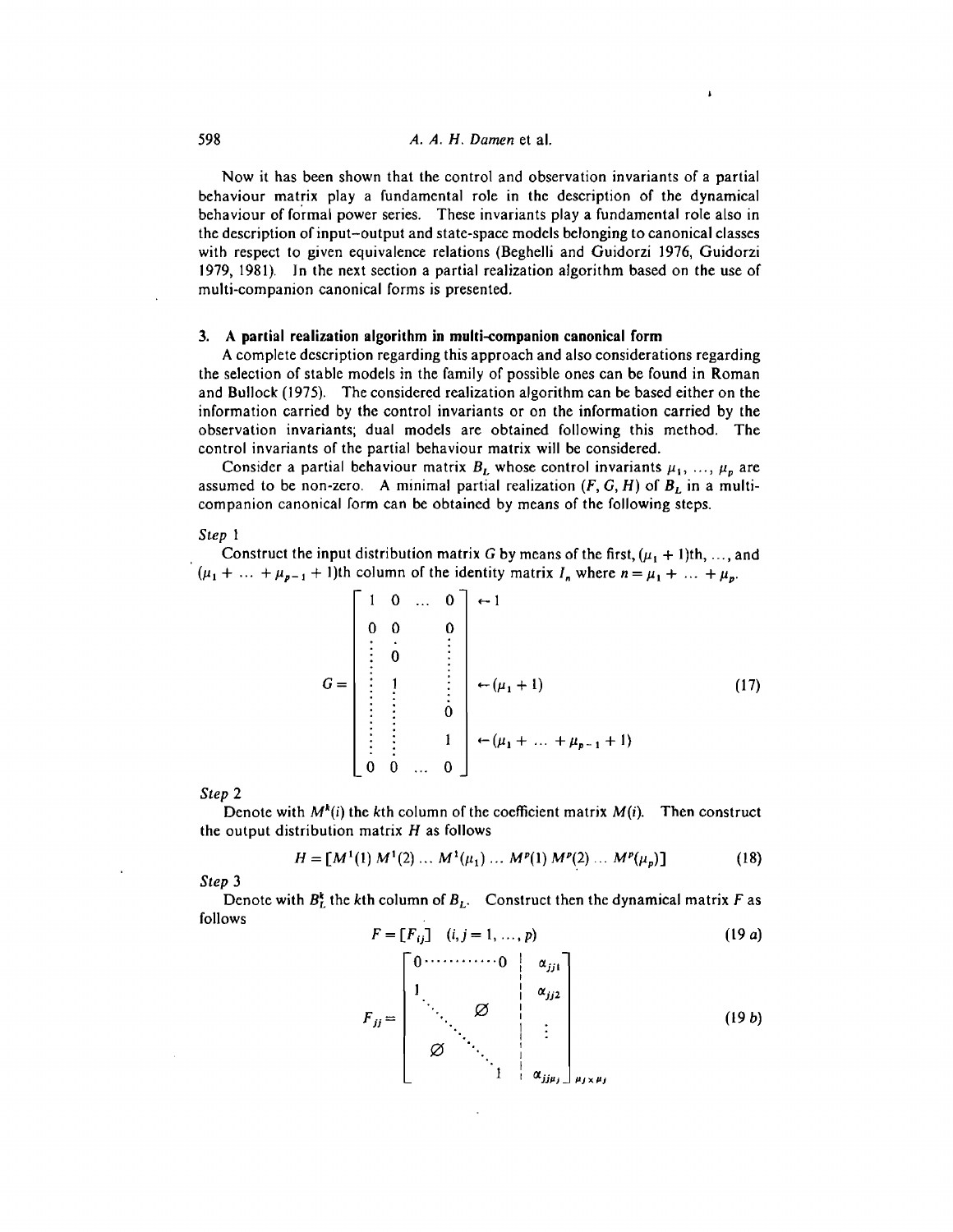Now it has been shown that the control and observation invariants of a partial behaviour matrix play a fundamental role in the description of the dynamical behaviour of formal power series. These invariants play a fundamental role also in the description of input–output and state-space models belonging to canonical classes with respect to given equivalence relations (Beghelli and Guidorzi 1976, Guidorzi 1979, 1981). In the next section a partial realization algorithm based on the use of multi-companion canonical forms is presented.

## 3. A partial realization algorithm in multi-companion canonical form

A complete description regarding this approach and also considerations regarding the selection of stable models in the family of possible ones can be found in Roman and Bullock (1975). The considered realization algorithm can be based either on the information carried by the control invariants or on the information carried by the observation invariants; dual models are obtained following this method. The control invariants of the partial behaviour matrix will be considered.

Consider a partial behaviour matrix $B_L$ whose control invariants $\mu_1, \ldots, \mu_p$ are assumed to be non-zero. A minimal partial realization $(F, G, H)$ of $B_L$ in a multi-companion canonical form can be obtained by means of the following steps.

*Step* 1

Construct the input distribution matrix $G$ by means of the first, $(\mu_1 + 1)$th, ..., and $(\mu_1 + \ldots + \mu_{p-1} + 1)$th column of the identity matrix $I_n$ where $n = \mu_1 + \ldots + \mu_p$.

$$G = \begin{bmatrix} 1 & 0 & \ldots & 0 \\ 0 & 0 & & 0 \\ \vdots & 0 & & \vdots \\ \vdots & 1 & & \vdots \\ \vdots & \vdots & & 0 \\ \vdots & \vdots & & 1 \\ 0 & 0 & \ldots & 0 \end{bmatrix} \begin{matrix} \leftarrow 1 \\ \\ \\ \leftarrow (\mu_1 + 1) \\ \\ \leftarrow (\mu_1 + \ldots + \mu_{p-1} + 1) \\ \\ \end{matrix} \tag{17}$$

*Step* 2

Denote with $M^k(i)$ the $k$th column of the coefficient matrix $M(i)$. Then construct the output distribution matrix $H$ as follows

$$H = [M^1(1)\ M^1(2) \ldots M^1(\mu_1) \ldots M^p(1)\ M^p(2) \ldots M^p(\mu_p)] \tag{18}$$

*Step* 3

Denote with $B_L^k$ the $k$th column of $B_L$. Construct then the dynamical matrix $F$ as follows

$$F = [F_{ij}] \quad (i, j = 1, \ldots, p) \tag{19 a}$$

$$F_{jj} = \left[ \begin{array}{cccc|c} 0 & \cdots & \cdots & 0 & \alpha_{jj1} \\ 1 & & \emptyset & & \alpha_{jj2} \\ & \ddots & & & \vdots \\ \emptyset & & \ddots & & \\ & & & 1 & \alpha_{jj\mu_j} \end{array} \right]_{\mu_j \times \mu_j} \tag{19 b}$$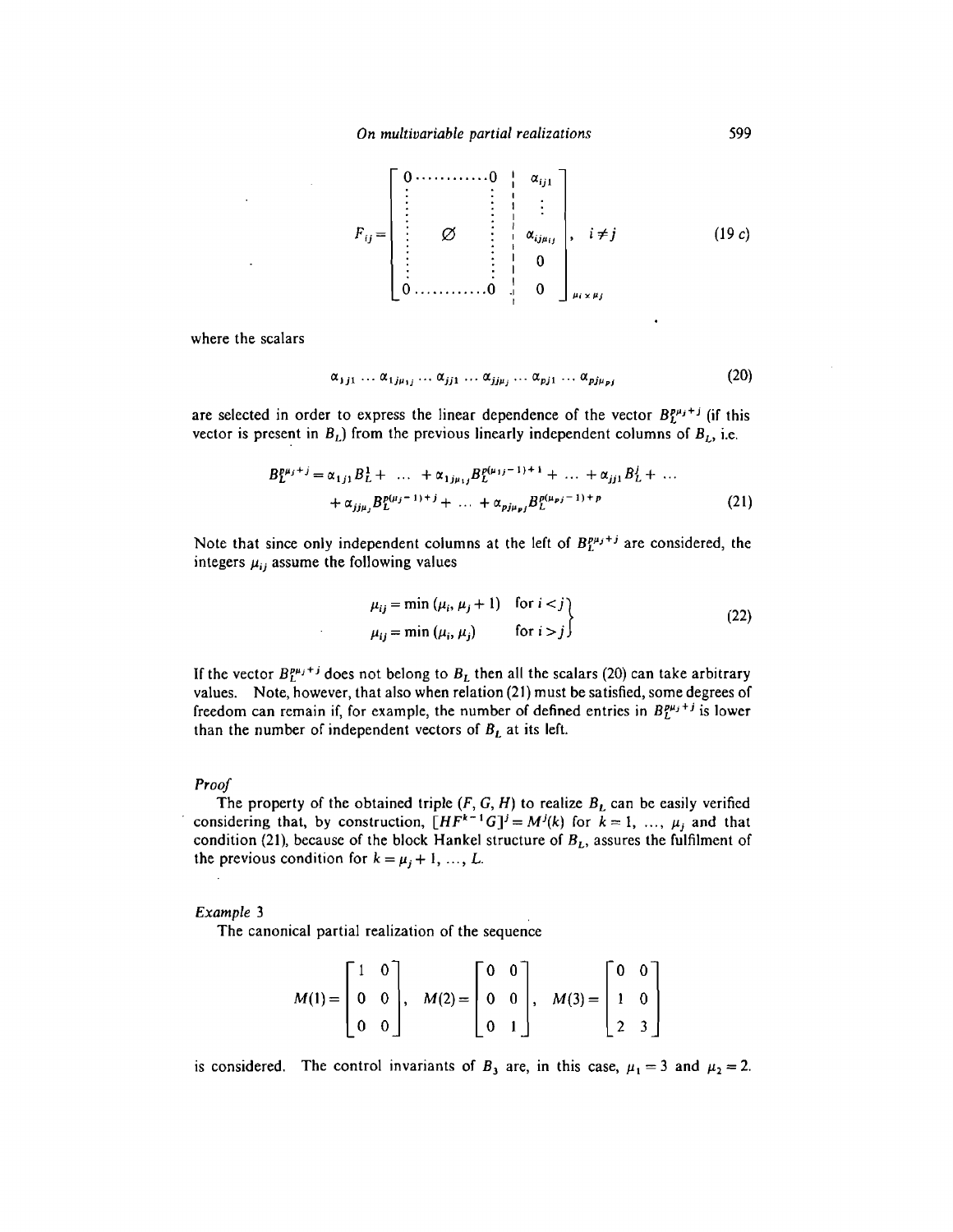$$F_{ij} = \left[\begin{array}{ccc|c} 0 & \cdots\cdots\cdots & 0 & \alpha_{ij1} \\ \vdots & & \vdots & \vdots \\ \vdots & \varnothing & \vdots & \alpha_{ij\mu_{ij}} \\ \vdots & & \vdots & 0 \\ 0 & \cdots\cdots\cdots & 0 & 0 \end{array}\right]_{\mu_i \times \mu_j}, \quad i \neq j \tag{19 c}$$

where the scalars

$$\alpha_{1j1} \cdots \alpha_{1j\mu_{1j}} \cdots \alpha_{jj1} \cdots \alpha_{jj\mu_j} \cdots \alpha_{pj1} \cdots \alpha_{pj\mu_{pj}} \tag{20}$$

are selected in order to express the linear dependence of the vector $B_L^{p\mu_j+j}$ (if this vector is present in $B_L$) from the previous linearly independent columns of $B_L$, i.e.

$$\begin{aligned} B_L^{p\mu_j+j} = \alpha_{1j1} B_L^1 + \ldots + \alpha_{1j\mu_{1j}} B_L^{p(\mu_{1j}-1)+1} + \ldots + \alpha_{jj1} B_L^j + \ldots \\ + \alpha_{jj\mu_j} B_L^{p(\mu_j-1)+j} + \ldots + \alpha_{pj\mu_{pj}} B_L^{p(\mu_{pj}-1)+p} \end{aligned} \tag{21}$$

Note that since only independent columns at the left of $B_L^{p\mu_j+j}$ are considered, the integers $\mu_{ij}$ assume the following values

$$\left.\begin{aligned} \mu_{ij} &= \min(\mu_i, \mu_j + 1) \quad \text{for } i < j \\ \mu_{ij} &= \min(\mu_i, \mu_j) \quad \text{for } i > j \end{aligned}\right\} \tag{22}$$

If the vector $B_L^{p\mu_j+j}$ does not belong to $B_L$ then all the scalars (20) can take arbitrary values. Note, however, that also when relation (21) must be satisfied, some degrees of freedom can remain if, for example, the number of defined entries in $B_L^{p\mu_j+j}$ is lower than the number of independent vectors of $B_L$ at its left.

*Proof*

The property of the obtained triple $(F, G, H)$ to realize $B_L$ can be easily verified considering that, by construction, $[HF^{k-1}G]^j = M^j(k)$ for $k = 1, \ldots, \mu_j$ and that condition (21), because of the block Hankel structure of $B_L$, assures the fulfilment of the previous condition for $k = \mu_j + 1, \ldots, L$.

*Example* 3

The canonical partial realization of the sequence

$$M(1) = \begin{bmatrix} 1 & 0 \\ 0 & 0 \\ 0 & 0 \end{bmatrix}, \quad M(2) = \begin{bmatrix} 0 & 0 \\ 0 & 0 \\ 0 & 1 \end{bmatrix}, \quad M(3) = \begin{bmatrix} 0 & 0 \\ 1 & 0 \\ 2 & 3 \end{bmatrix}$$

is considered. The control invariants of $B_3$ are, in this case, $\mu_1 = 3$ and $\mu_2 = 2$.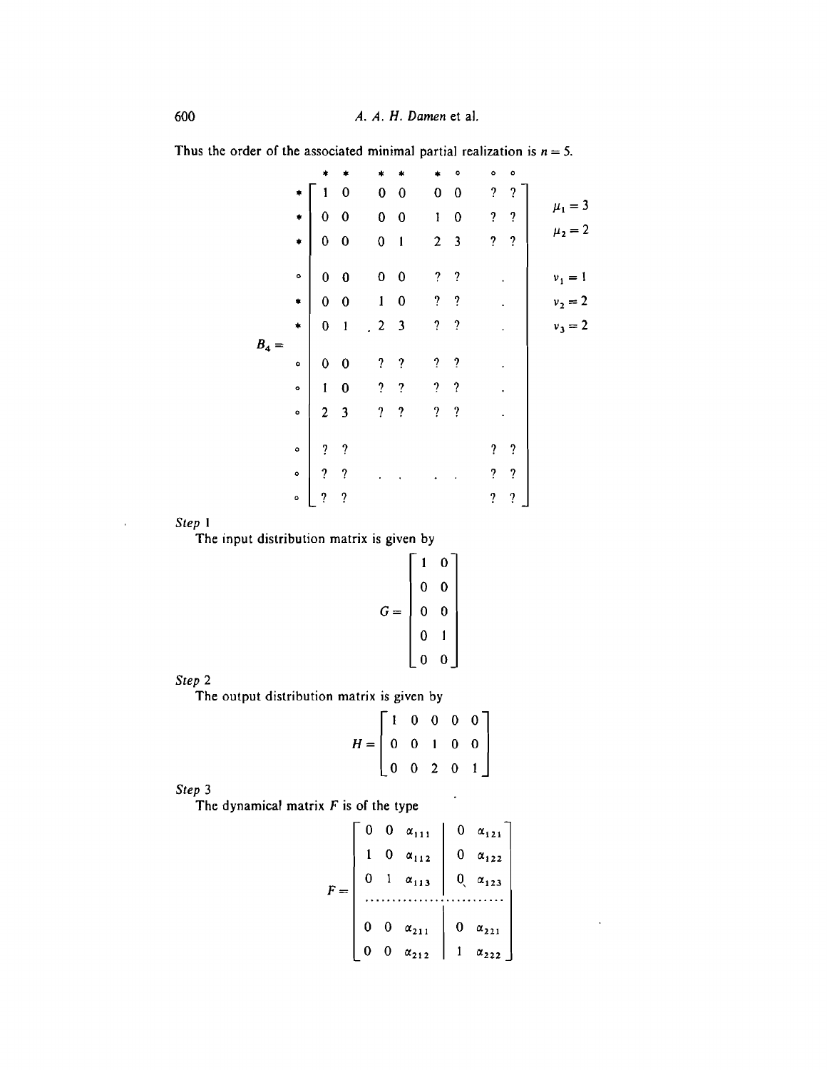Thus the order of the associated minimal partial realization is $n = 5$.

$$
B_4 = \begin{array}{c} \\ * \\ * \\ * \\ \circ \\ * \\ * \\ \circ \\ \circ \\ \circ \\ \circ \\ \circ \\ \circ \end{array}
\begin{array}{cccccccc}
* & * & * & * & * & \circ & \circ & \circ \\
\end{array}
$$

$$
B_4 = \left[\begin{array}{cc|cc|cc|cc}
1 & 0 & 0 & 0 & 0 & 0 & ? & ? \\
0 & 0 & 0 & 0 & 1 & 0 & ? & ? \\
0 & 0 & 0 & 1 & 2 & 3 & ? & ? \\
0 & 0 & 0 & 0 & ? & ? & . & \\
0 & 0 & 1 & 0 & ? & ? & . & \\
0 & 1 & 2 & 3 & ? & ? & . & \\
0 & 0 & ? & ? & ? & ? & . & \\
1 & 0 & ? & ? & ? & ? & . & \\
2 & 3 & ? & ? & ? & ? & . & \\
? & ? & & & & & ? & ? \\
? & ? & . & . & . & . & ? & ? \\
? & ? & & & & & ? & ?
\end{array}\right]
\qquad
\begin{array}{l}
\mu_1 = 3 \\ \mu_2 = 2 \\ \nu_1 = 1 \\ \nu_2 = 2 \\ \nu_3 = 2
\end{array}
$$

(Column markers: $*\ *\ *\ *\ *\ \circ\ \circ\ \circ$; row markers: $*\ *\ *\ \circ\ *\ *\ \circ\ \circ\ \circ\ \circ\ \circ\ \circ$.)

*Step* 1

The input distribution matrix is given by

$$
G = \begin{bmatrix} 1 & 0 \\ 0 & 0 \\ 0 & 0 \\ 0 & 1 \\ 0 & 0 \end{bmatrix}
$$

*Step* 2

The output distribution matrix is given by

$$
H = \begin{bmatrix} 1 & 0 & 0 & 0 & 0 \\ 0 & 0 & 1 & 0 & 0 \\ 0 & 0 & 2 & 0 & 1 \end{bmatrix}
$$

*Step* 3

The dynamical matrix $F$ is of the type

$$
F = \left[\begin{array}{ccc|cc}
0 & 0 & \alpha_{111} & 0 & \alpha_{121} \\
1 & 0 & \alpha_{112} & 0 & \alpha_{122} \\
0 & 1 & \alpha_{113} & 0 & \alpha_{123} \\
\hline
0 & 0 & \alpha_{211} & 0 & \alpha_{221} \\
0 & 0 & \alpha_{212} & 1 & \alpha_{222}
\end{array}\right]
$$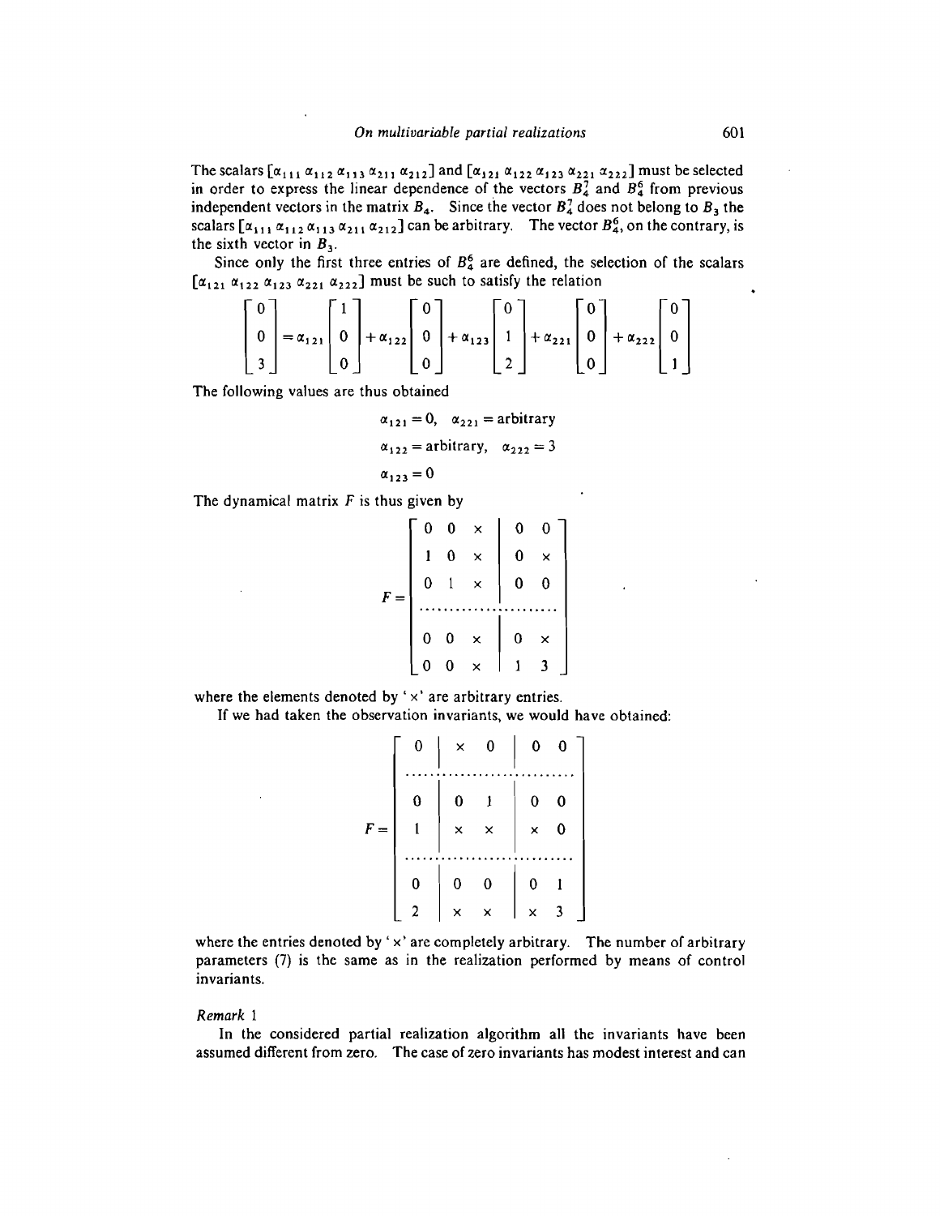The scalars $[\alpha_{111}\ \alpha_{112}\ \alpha_{113}\ \alpha_{211}\ \alpha_{212}]$ and $[\alpha_{121}\ \alpha_{122}\ \alpha_{123}\ \alpha_{221}\ \alpha_{222}]$ must be selected in order to express the linear dependence of the vectors $B_4^7$ and $B_4^6$ from previous independent vectors in the matrix $B_4$. Since the vector $B_4^7$ does not belong to $B_3$ the scalars $[\alpha_{111}\ \alpha_{112}\ \alpha_{113}\ \alpha_{211}\ \alpha_{212}]$ can be arbitrary. The vector $B_4^6$, on the contrary, is the sixth vector in $B_3$.

Since only the first three entries of $B_4^6$ are defined, the selection of the scalars $[\alpha_{121}\ \alpha_{122}\ \alpha_{123}\ \alpha_{221}\ \alpha_{222}]$ must be such to satisfy the relation

$$\begin{bmatrix} 0 \\ 0 \\ 3 \end{bmatrix} = \alpha_{121}\begin{bmatrix} 1 \\ 0 \\ 0 \end{bmatrix} + \alpha_{122}\begin{bmatrix} 0 \\ 0 \\ 0 \end{bmatrix} + \alpha_{123}\begin{bmatrix} 0 \\ 1 \\ 2 \end{bmatrix} + \alpha_{221}\begin{bmatrix} 0 \\ 0 \\ 0 \end{bmatrix} + \alpha_{222}\begin{bmatrix} 0 \\ 0 \\ 1 \end{bmatrix}$$

The following values are thus obtained

$$\alpha_{121} = 0, \quad \alpha_{221} = \text{arbitrary}$$

$$\alpha_{122} = \text{arbitrary}, \quad \alpha_{222} = 3$$

$$\alpha_{123} = 0$$

The dynamical matrix $F$ is thus given by

$$F = \left[\begin{array}{ccc|cc} 0 & 0 & \times & 0 & 0 \\ 1 & 0 & \times & 0 & \times \\ 0 & 1 & \times & 0 & 0 \\ \hline 0 & 0 & \times & 0 & \times \\ 0 & 0 & \times & 1 & 3 \end{array}\right]$$

where the elements denoted by '$\times$' are arbitrary entries.

If we had taken the observation invariants, we would have obtained:

$$F = \left[\begin{array}{c|cc|cc} 0 & \times & 0 & 0 & 0 \\ \hline 0 & 0 & 1 & 0 & 0 \\ 1 & \times & \times & \times & 0 \\ \hline 0 & 0 & 0 & 0 & 1 \\ 2 & \times & \times & \times & 3 \end{array}\right]$$

where the entries denoted by '$\times$' are completely arbitrary. The number of arbitrary parameters (7) is the same as in the realization performed by means of control invariants.

*Remark* 1

In the considered partial realization algorithm all the invariants have been assumed different from zero. The case of zero invariants has modest interest and can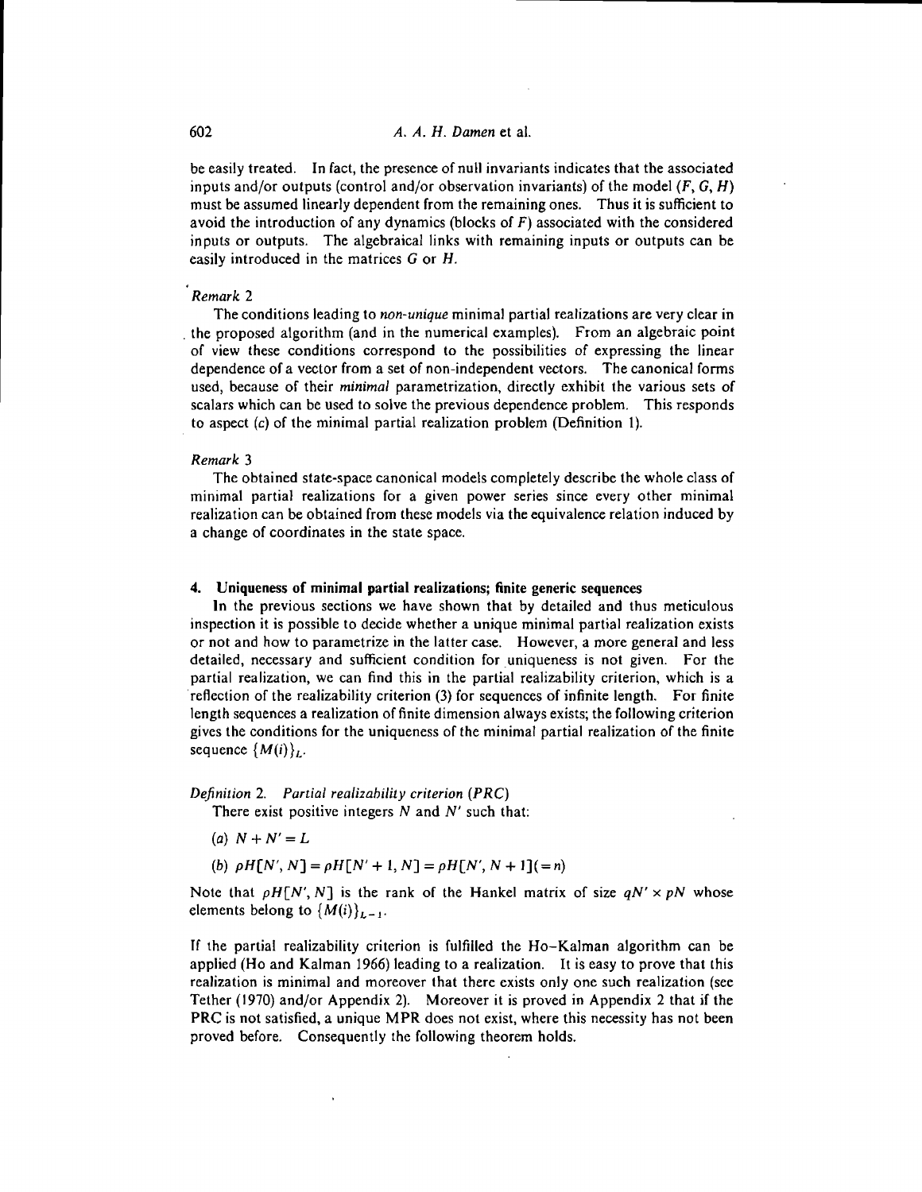be easily treated. In fact, the presence of null invariants indicates that the associated inputs and/or outputs (control and/or observation invariants) of the model $(F, G, H)$ must be assumed linearly dependent from the remaining ones. Thus it is sufficient to avoid the introduction of any dynamics (blocks of $F$) associated with the considered inputs or outputs. The algebraical links with remaining inputs or outputs can be easily introduced in the matrices $G$ or $H$.

*Remark* 2

The conditions leading to *non-unique* minimal partial realizations are very clear in the proposed algorithm (and in the numerical examples). From an algebraic point of view these conditions correspond to the possibilities of expressing the linear dependence of a vector from a set of non-independent vectors. The canonical forms used, because of their *minimal* parametrization, directly exhibit the various sets of scalars which can be used to solve the previous dependence problem. This responds to aspect (*c*) of the minimal partial realization problem (Definition 1).

*Remark* 3

The obtained state-space canonical models completely describe the whole class of minimal partial realizations for a given power series since every other minimal realization can be obtained from these models via the equivalence relation induced by a change of coordinates in the state space.

## 4. Uniqueness of minimal partial realizations; finite generic sequences

In the previous sections we have shown that by detailed and thus meticulous inspection it is possible to decide whether a unique minimal partial realization exists or not and how to parametrize in the latter case. However, a more general and less detailed, necessary and sufficient condition for uniqueness is not given. For the partial realization, we can find this in the partial realizability criterion, which is a reflection of the realizability criterion (3) for sequences of infinite length. For finite length sequences a realization of finite dimension always exists; the following criterion gives the conditions for the uniqueness of the minimal partial realization of the finite sequence $\{M(i)\}_L$.

*Definition* 2. *Partial realizability criterion (PRC)*

There exist positive integers $N$ and $N'$ such that:

(*a*) $N + N' = L$

(*b*) $\rho H[N', N] = \rho H[N' + 1, N] = \rho H[N', N + 1] (= n)$

Note that $\rho H[N', N]$ is the rank of the Hankel matrix of size $qN' \times pN$ whose elements belong to $\{M(i)\}_{L-1}$.

If the partial realizability criterion is fulfilled the Ho–Kalman algorithm can be applied (Ho and Kalman 1966) leading to a realization. It is easy to prove that this realization is minimal and moreover that there exists only one such realization (see Tether (1970) and/or Appendix 2). Moreover it is proved in Appendix 2 that if the PRC is not satisfied, a unique MPR does not exist, where this necessity has not been proved before. Consequently the following theorem holds.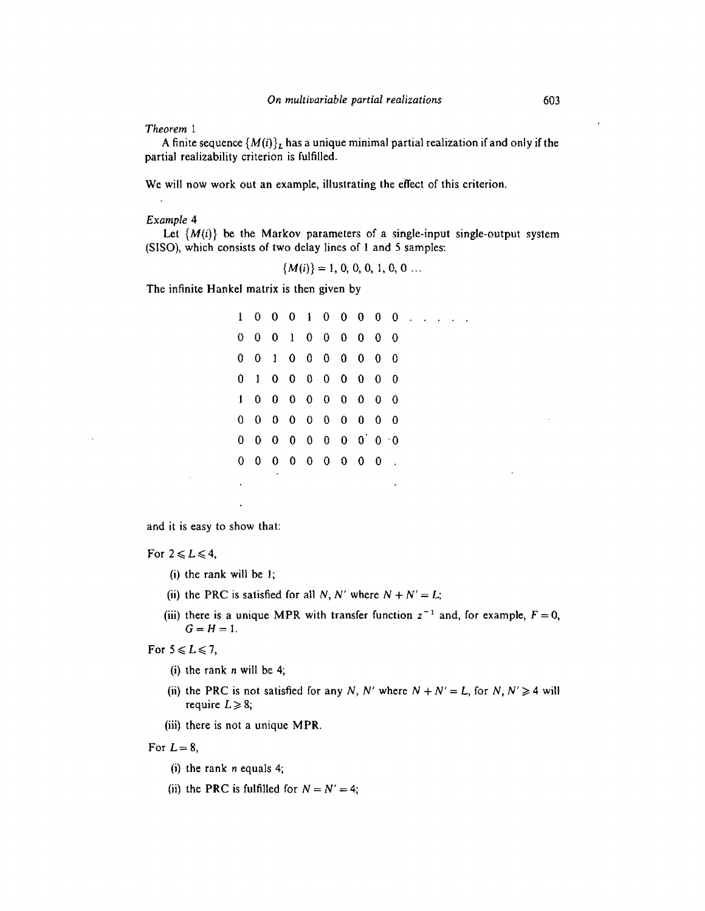*Theorem* 1

A finite sequence $\{M(i)\}_L$ has a unique minimal partial realization if and only if the partial realizability criterion is fulfilled.

We will now work out an example, illustrating the effect of this criterion.

*Example* 4

Let $\{M(i)\}$ be the Markov parameters of a single-input single-output system (SISO), which consists of two delay lines of 1 and 5 samples:

$$\{M(i)\} = 1, 0, 0, 0, 1, 0, 0 \ldots$$

The infinite Hankel matrix is then given by

$$\begin{array}{cccccccccc}
1 & 0 & 0 & 0 & 1 & 0 & 0 & 0 & 0 & 0 \;\ldots \\
0 & 0 & 0 & 1 & 0 & 0 & 0 & 0 & 0 & 0 \\
0 & 0 & 1 & 0 & 0 & 0 & 0 & 0 & 0 & 0 \\
0 & 1 & 0 & 0 & 0 & 0 & 0 & 0 & 0 & 0 \\
1 & 0 & 0 & 0 & 0 & 0 & 0 & 0 & 0 & 0 \\
0 & 0 & 0 & 0 & 0 & 0 & 0 & 0 & 0 & 0 \\
0 & 0 & 0 & 0 & 0 & 0 & 0 & 0 & 0 & 0 \\
0 & 0 & 0 & 0 & 0 & 0 & 0 & 0 & 0 & \\
\vdots & & & & & & & & & 
\end{array}$$

and it is easy to show that:

For $2 \leqslant L \leqslant 4$,

(i) the rank will be 1;

(ii) the PRC is satisfied for all $N$, $N'$ where $N + N' = L$;

(iii) there is a unique MPR with transfer function $z^{-1}$ and, for example, $F = 0$, $G = H = 1$.

For $5 \leqslant L \leqslant 7$,

(i) the rank $n$ will be 4;

(ii) the PRC is not satisfied for any $N$, $N'$ where $N + N' = L$, for $N, N' \geqslant 4$ will require $L \geqslant 8$;

(iii) there is not a unique MPR.

For $L = 8$,

(i) the rank $n$ equals 4;

(ii) the PRC is fulfilled for $N = N' = 4$;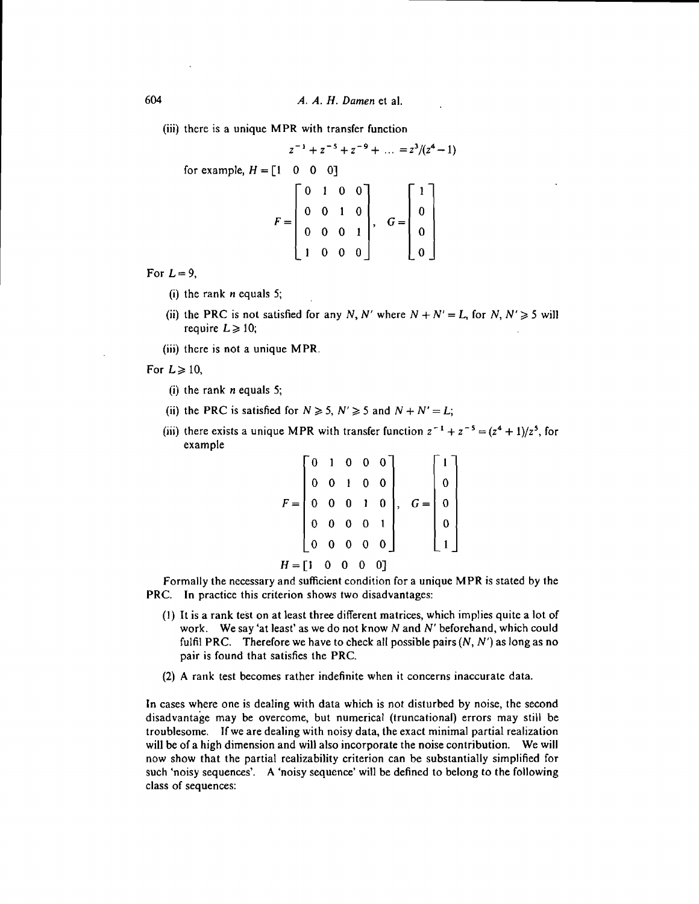(iii) there is a unique MPR with transfer function

$$z^{-1}+z^{-5}+z^{-9}+\ \ldots\ =z^3/(z^4-1)$$

for example, $H=[1\quad 0\quad 0\quad 0]$

$$F=\begin{bmatrix}0 & 1 & 0 & 0\\ 0 & 0 & 1 & 0\\ 0 & 0 & 0 & 1\\ 1 & 0 & 0 & 0\end{bmatrix},\quad G=\begin{bmatrix}1\\ 0\\ 0\\ 0\end{bmatrix}$$

For $L=9$,

- (i) the rank $n$ equals 5;
- (ii) the PRC is not satisfied for any $N$, $N'$ where $N+N'=L$, for $N, N' \geqslant 5$ will require $L \geqslant 10$;
- (iii) there is not a unique MPR.

For $L \geqslant 10$,

- (i) the rank $n$ equals 5;
- (ii) the PRC is satisfied for $N \geqslant 5$, $N' \geqslant 5$ and $N+N'=L$;
- (iii) there exists a unique MPR with transfer function $z^{-1}+z^{-5}=(z^4+1)/z^5$, for example

$$F=\begin{bmatrix}0 & 1 & 0 & 0 & 0\\ 0 & 0 & 1 & 0 & 0\\ 0 & 0 & 0 & 1 & 0\\ 0 & 0 & 0 & 0 & 1\\ 0 & 0 & 0 & 0 & 0\end{bmatrix},\quad G=\begin{bmatrix}1\\ 0\\ 0\\ 0\\ 1\end{bmatrix}$$

$$H=[1\quad 0\quad 0\quad 0\quad 0]$$

Formally the necessary and sufficient condition for a unique MPR is stated by the PRC. In practice this criterion shows two disadvantages:

(1) It is a rank test on at least three different matrices, which implies quite a lot of work. We say 'at least' as we do not know $N$ and $N'$ beforehand, which could fulfil PRC. Therefore we have to check all possible pairs $(N, N')$ as long as no pair is found that satisfies the PRC.

(2) A rank test becomes rather indefinite when it concerns inaccurate data.

In cases where one is dealing with data which is not disturbed by noise, the second disadvantage may be overcome, but numerical (truncational) errors may still be troublesome. If we are dealing with noisy data, the exact minimal partial realization will be of a high dimension and will also incorporate the noise contribution. We will now show that the partial realizability criterion can be substantially simplified for such 'noisy sequences'. A 'noisy sequence' will be defined to belong to the following class of sequences: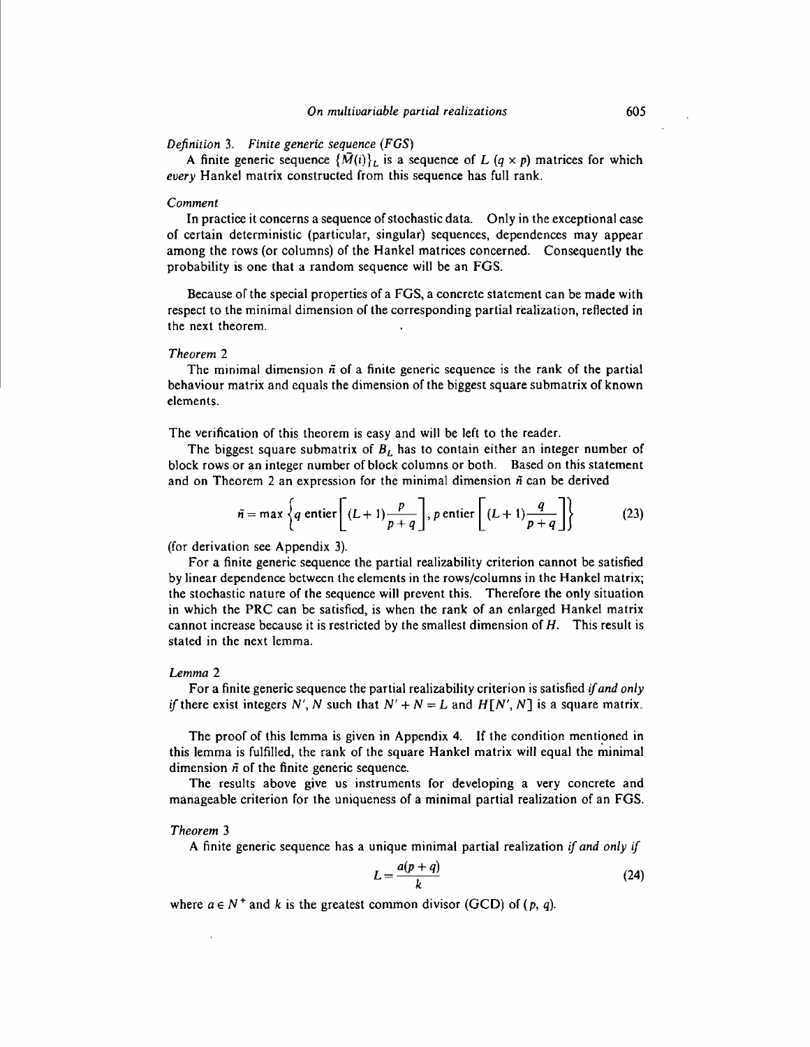*Definition* 3. *Finite generic sequence (FGS)*

A finite generic sequence $\{\tilde{M}(i)\}_L$ is a sequence of $L$ $(q \times p)$ matrices for which *every* Hankel matrix constructed from this sequence has full rank.

*Comment*

In practice it concerns a sequence of stochastic data. Only in the exceptional case of certain deterministic (particular, singular) sequences, dependences may appear among the rows (or columns) of the Hankel matrices concerned. Consequently the probability is one that a random sequence will be an FGS.

Because of the special properties of a FGS, a concrete statement can be made with respect to the minimal dimension of the corresponding partial realization, reflected in the next theorem.

*Theorem* 2

The minimal dimension $\tilde{n}$ of a finite generic sequence is the rank of the partial behaviour matrix and equals the dimension of the biggest square submatrix of known elements.

The verification of this theorem is easy and will be left to the reader.

The biggest square submatrix of $B_L$ has to contain either an integer number of block rows or an integer number of block columns or both. Based on this statement and on Theorem 2 an expression for the minimal dimension $\tilde{n}$ can be derived

$$\tilde{n} = \max\left\{q \text{ entier}\left[(L+1)\frac{p}{p+q}\right], p \text{ entier}\left[(L+1)\frac{q}{p+q}\right]\right\} \tag{23}$$

(for derivation see Appendix 3).

For a finite generic sequence the partial realizability criterion cannot be satisfied by linear dependence between the elements in the rows/columns in the Hankel matrix; the stochastic nature of the sequence will prevent this. Therefore the only situation in which the PRC can be satisfied, is when the rank of an enlarged Hankel matrix cannot increase because it is restricted by the smallest dimension of $H$. This result is stated in the next lemma.

*Lemma* 2

For a finite generic sequence the partial realizability criterion is satisfied *if and only if* there exist integers $N'$, $N$ such that $N' + N = L$ and $H[N', N]$ is a square matrix.

The proof of this lemma is given in Appendix 4. If the condition mentioned in this lemma is fulfilled, the rank of the square Hankel matrix will equal the minimal dimension $\tilde{n}$ of the finite generic sequence.

The results above give us instruments for developing a very concrete and manageable criterion for the uniqueness of a minimal partial realization of an FGS.

*Theorem* 3

A finite generic sequence has a unique minimal partial realization *if and only if*

$$L = \frac{a(p+q)}{k} \tag{24}$$

where $a \in N^+$ and $k$ is the greatest common divisor (GCD) of $(p, q)$.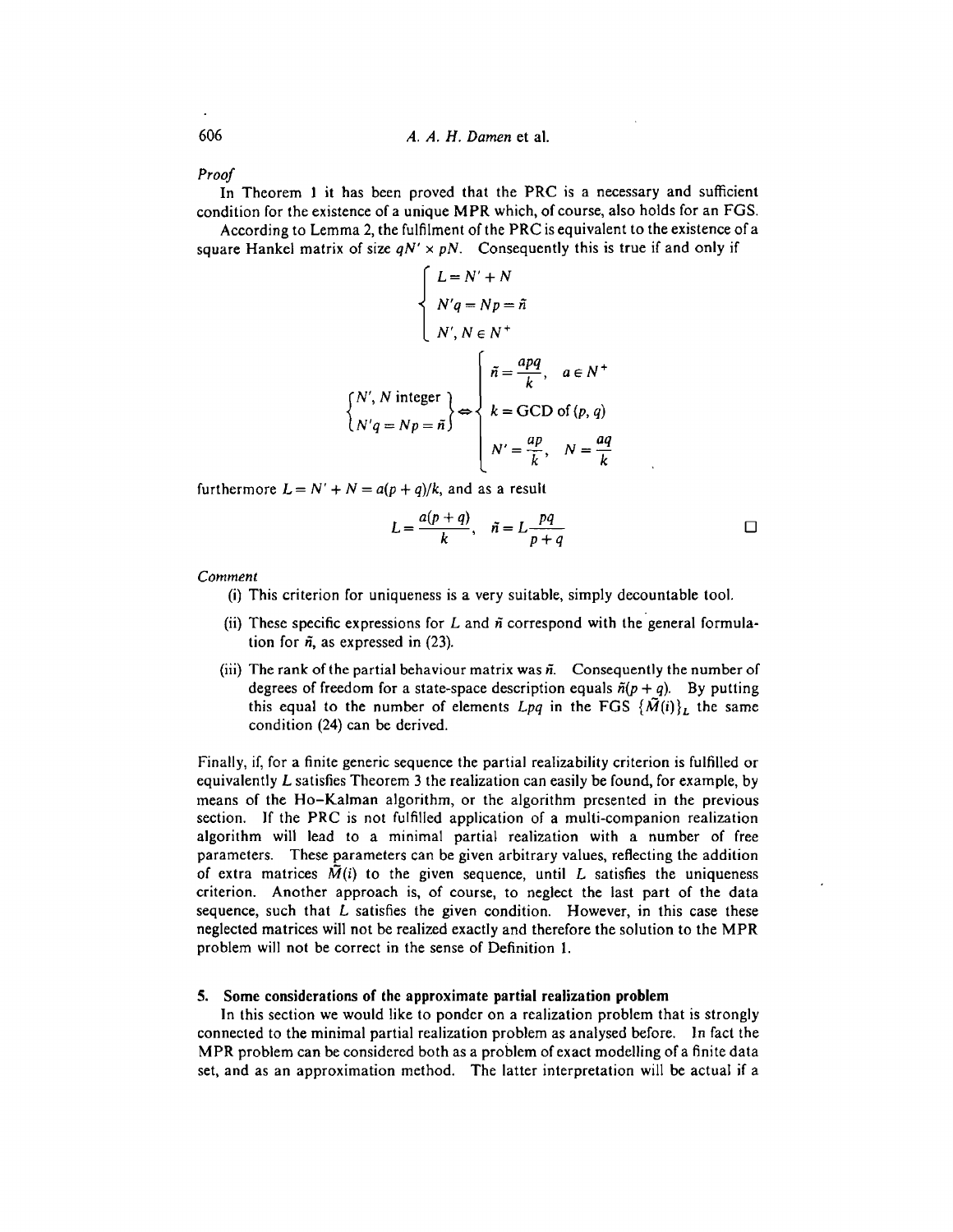*Proof*

In Theorem 1 it has been proved that the PRC is a necessary and sufficient condition for the existence of a unique MPR which, of course, also holds for an FGS.

According to Lemma 2, the fulfilment of the PRC is equivalent to the existence of a square Hankel matrix of size $qN' \times pN$. Consequently this is true if and only if

$$\begin{cases} L = N' + N \\ N'q = Np = \tilde{n} \\ N', N \in N^+ \end{cases}$$

$$\begin{Bmatrix} N', N \text{ integer} \\ N'q = Np = \tilde{n} \end{Bmatrix} \Leftrightarrow \begin{cases} \tilde{n} = \dfrac{apq}{k}, \quad a \in N^+ \\ k = \text{GCD of } (p, q) \\ N' = \dfrac{ap}{k}, \quad N = \dfrac{aq}{k} \end{cases}$$

furthermore $L = N' + N = a(p+q)/k$, and as a result

$$L = \frac{a(p+q)}{k}, \quad \tilde{n} = L\frac{pq}{p+q} \qquad \square$$

*Comment*

(i) This criterion for uniqueness is a very suitable, simply decountable tool.

(ii) These specific expressions for $L$ and $\tilde{n}$ correspond with the general formulation for $\tilde{n}$, as expressed in (23).

(iii) The rank of the partial behaviour matrix was $\tilde{n}$. Consequently the number of degrees of freedom for a state-space description equals $\tilde{n}(p+q)$. By putting this equal to the number of elements $Lpq$ in the FGS $\{\tilde{M}(i)\}_L$ the same condition (24) can be derived.

Finally, if, for a finite generic sequence the partial realizability criterion is fulfilled or equivalently $L$ satisfies Theorem 3 the realization can easily be found, for example, by means of the Ho–Kalman algorithm, or the algorithm presented in the previous section. If the PRC is not fulfilled application of a multi-companion realization algorithm will lead to a minimal partial realization with a number of free parameters. These parameters can be given arbitrary values, reflecting the addition of extra matrices $\tilde{M}(i)$ to the given sequence, until $L$ satisfies the uniqueness criterion. Another approach is, of course, to neglect the last part of the data sequence, such that $L$ satisfies the given condition. However, in this case these neglected matrices will not be realized exactly and therefore the solution to the MPR problem will not be correct in the sense of Definition 1.

## 5. Some considerations of the approximate partial realization problem

In this section we would like to ponder on a realization problem that is strongly connected to the minimal partial realization problem as analysed before. In fact the MPR problem can be considered both as a problem of exact modelling of a finite data set, and as an approximation method. The latter interpretation will be actual if a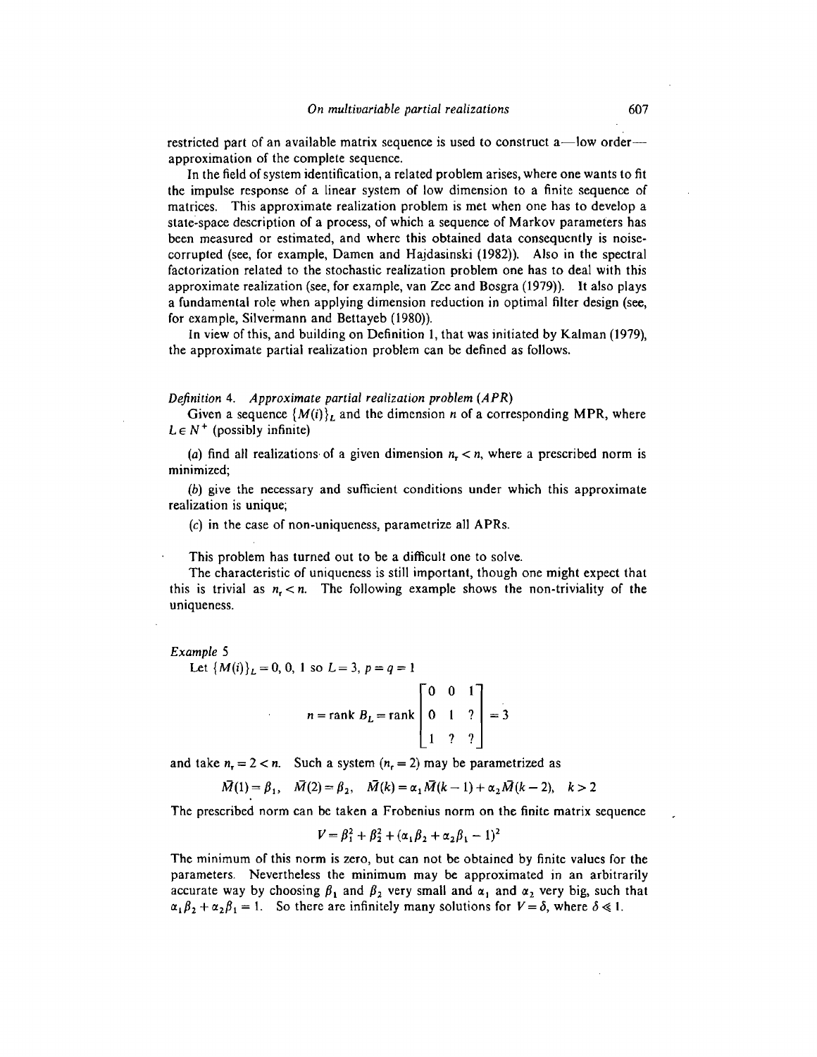restricted part of an available matrix sequence is used to construct a—low order—approximation of the complete sequence.

In the field of system identification, a related problem arises, where one wants to fit the impulse response of a linear system of low dimension to a finite sequence of matrices. This approximate realization problem is met when one has to develop a state-space description of a process, of which a sequence of Markov parameters has been measured or estimated, and where this obtained data consequently is noise-corrupted (see, for example, Damen and Hajdasinski (1982)). Also in the spectral factorization related to the stochastic realization problem one has to deal with this approximate realization (see, for example, van Zee and Bosgra (1979)). It also plays a fundamental rôle when applying dimension reduction in optimal filter design (see, for example, Silvermann and Bettayeb (1980)).

In view of this, and building on Definition 1, that was initiated by Kalman (1979), the approximate partial realization problem can be defined as follows.

*Definition* 4. *Approximate partial realization problem (APR)*

Given a sequence $\{M(i)\}_L$ and the dimension $n$ of a corresponding MPR, where $L \in N^+$ (possibly infinite)

(*a*) find all realizations of a given dimension $n_r < n$, where a prescribed norm is minimized;

(*b*) give the necessary and sufficient conditions under which this approximate realization is unique;

(*c*) in the case of non-uniqueness, parametrize all APRs.

This problem has turned out to be a difficult one to solve.

The characteristic of uniqueness is still important, though one might expect that this is trivial as $n_r < n$. The following example shows the non-triviality of the uniqueness.

*Example* 5

Let $\{M(i)\}_L = 0, 0, 1$ so $L = 3$, $p = q = 1$

$$n = \operatorname{rank} B_L = \operatorname{rank} \begin{bmatrix} 0 & 0 & 1 \\ 0 & 1 & ? \\ 1 & ? & ? \end{bmatrix} = 3$$

and take $n_r = 2 < n$. Such a system ($n_r = 2$) may be parametrized as

$$\bar{M}(1) = \beta_1, \quad \bar{M}(2) = \beta_2, \quad \bar{M}(k) = \alpha_1 \bar{M}(k-1) + \alpha_2 \bar{M}(k-2), \quad k > 2$$

The prescribed norm can be taken a Frobenius norm on the finite matrix sequence

$$V = \beta_1^2 + \beta_2^2 + (\alpha_1 \beta_2 + \alpha_2 \beta_1 - 1)^2$$

The minimum of this norm is zero, but can not be obtained by finite values for the parameters. Nevertheless the minimum may be approximated in an arbitrarily accurate way by choosing $\beta_1$ and $\beta_2$ very small and $\alpha_1$ and $\alpha_2$ very big, such that $\alpha_1 \beta_2 + \alpha_2 \beta_1 = 1$. So there are infinitely many solutions for $V = \delta$, where $\delta \ll 1$.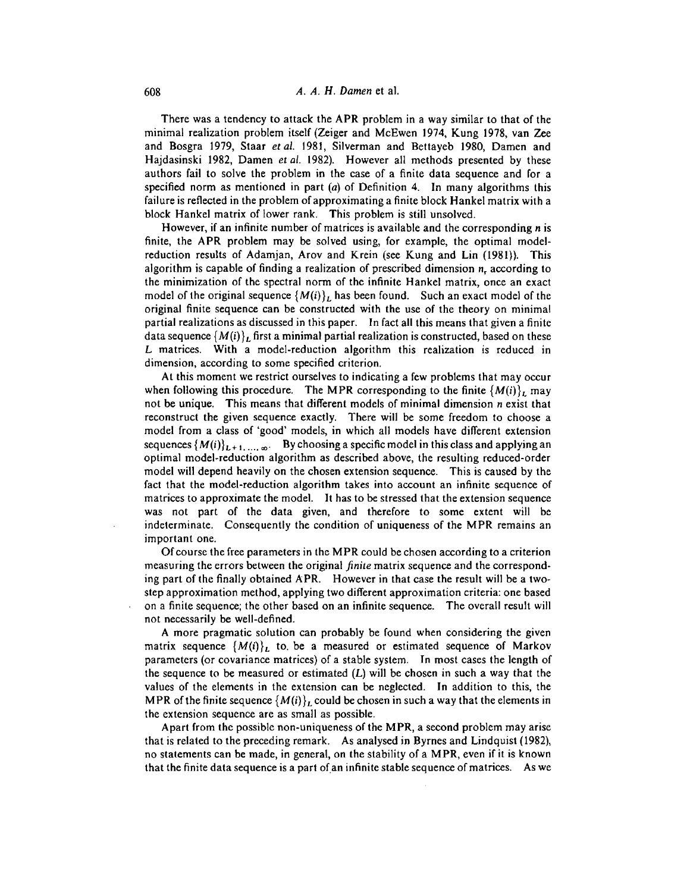There was a tendency to attack the APR problem in a way similar to that of the minimal realization problem itself (Zeiger and McEwen 1974, Kung 1978, van Zee and Bosgra 1979, Staar *et al.* 1981, Silverman and Bettayeb 1980, Damen and Hajdasinski 1982, Damen *et al.* 1982). However all methods presented by these authors fail to solve the problem in the case of a finite data sequence and for a specified norm as mentioned in part (*a*) of Definition 4. In many algorithms this failure is reflected in the problem of approximating a finite block Hankel matrix with a block Hankel matrix of lower rank. This problem is still unsolved.

However, if an infinite number of matrices is available and the corresponding $n$ is finite, the APR problem may be solved using, for example, the optimal model-reduction results of Adamjan, Arov and Krein (see Kung and Lin (1981)). This algorithm is capable of finding a realization of prescribed dimension $n_r$ according to the minimization of the spectral norm of the infinite Hankel matrix, once an exact model of the original sequence $\{M(i)\}_L$ has been found. Such an exact model of the original finite sequence can be constructed with the use of the theory on minimal partial realizations as discussed in this paper. In fact all this means that given a finite data sequence $\{M(i)\}_L$ first a minimal partial realization is constructed, based on these $L$ matrices. With a model-reduction algorithm this realization is reduced in dimension, according to some specified criterion.

At this moment we restrict ourselves to indicating a few problems that may occur when following this procedure. The MPR corresponding to the finite $\{M(i)\}_L$ may not be unique. This means that different models of minimal dimension $n$ exist that reconstruct the given sequence exactly. There will be some freedom to choose a model from a class of 'good' models, in which all models have different extension sequences $\{M(i)\}_{L+1,\ldots,\infty}$. By choosing a specific model in this class and applying an optimal model-reduction algorithm as described above, the resulting reduced-order model will depend heavily on the chosen extension sequence. This is caused by the fact that the model-reduction algorithm takes into account an infinite sequence of matrices to approximate the model. It has to be stressed that the extension sequence was not part of the data given, and therefore to some extent will be indeterminate. Consequently the condition of uniqueness of the MPR remains an important one.

Of course the free parameters in the MPR could be chosen according to a criterion measuring the errors between the original *finite* matrix sequence and the corresponding part of the finally obtained APR. However in that case the result will be a two-step approximation method, applying two different approximation criteria: one based on a finite sequence; the other based on an infinite sequence. The overall result will not necessarily be well-defined.

A more pragmatic solution can probably be found when considering the given matrix sequence $\{M(i)\}_L$ to be a measured or estimated sequence of Markov parameters (or covariance matrices) of a stable system. In most cases the length of the sequence to be measured or estimated ($L$) will be chosen in such a way that the values of the elements in the extension can be neglected. In addition to this, the MPR of the finite sequence $\{M(i)\}_L$ could be chosen in such a way that the elements in the extension sequence are as small as possible.

Apart from the possible non-uniqueness of the MPR, a second problem may arise that is related to the preceding remark. As analysed in Byrnes and Lindquist (1982), no statements can be made, in general, on the stability of a MPR, even if it is known that the finite data sequence is a part of an infinite stable sequence of matrices. As we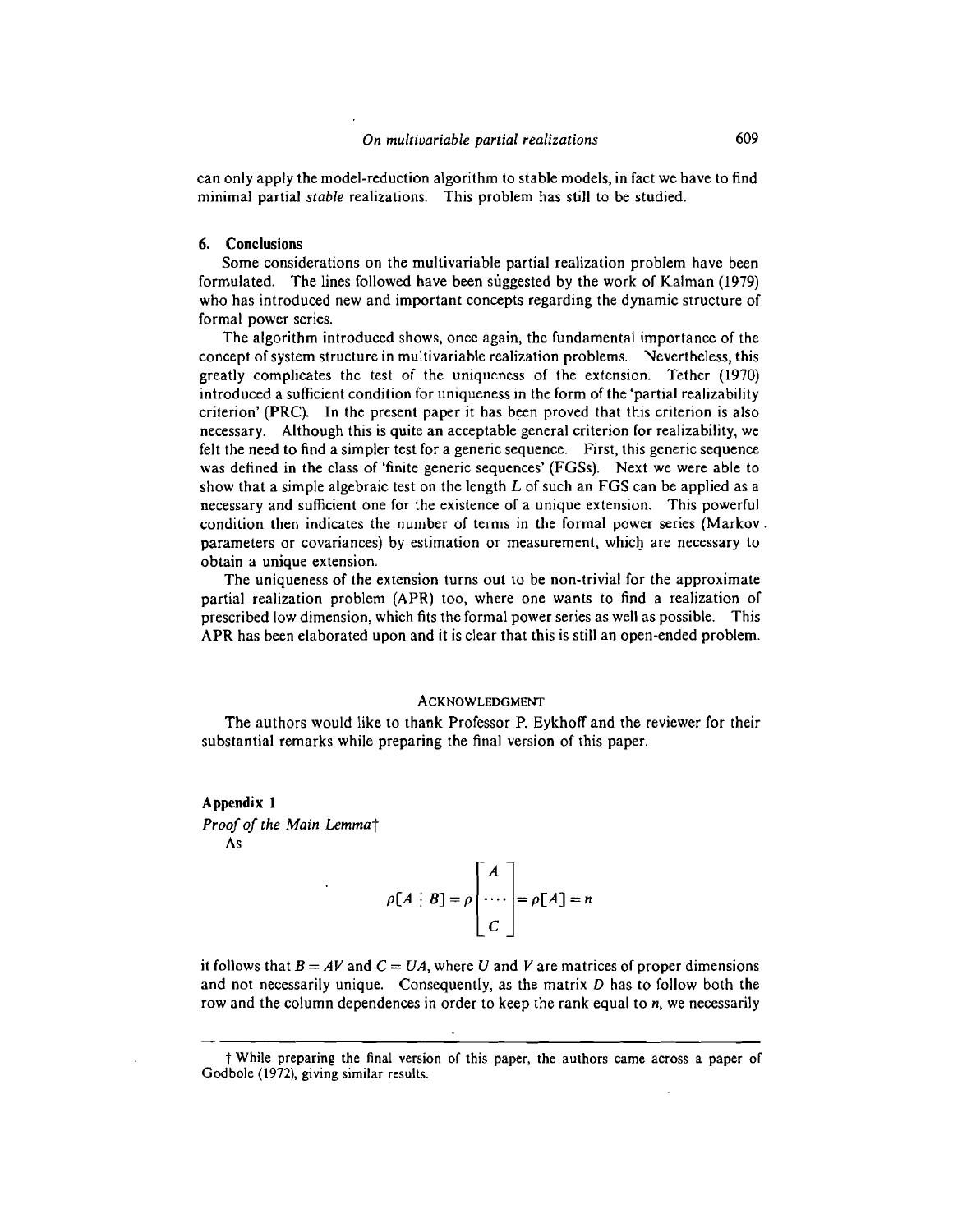can only apply the model-reduction algorithm to stable models, in fact we have to find minimal partial *stable* realizations. This problem has still to be studied.

## 6. Conclusions

Some considerations on the multivariable partial realization problem have been formulated. The lines followed have been suggested by the work of Kalman (1979) who has introduced new and important concepts regarding the dynamic structure of formal power series.

The algorithm introduced shows, once again, the fundamental importance of the concept of system structure in multivariable realization problems. Nevertheless, this greatly complicates the test of the uniqueness of the extension. Tether (1970) introduced a sufficient condition for uniqueness in the form of the 'partial realizability criterion' (PRC). In the present paper it has been proved that this criterion is also necessary. Although this is quite an acceptable general criterion for realizability, we felt the need to find a simpler test for a generic sequence. First, this generic sequence was defined in the class of 'finite generic sequences' (FGSs). Next we were able to show that a simple algebraic test on the length $L$ of such an FGS can be applied as a necessary and sufficient one for the existence of a unique extension. This powerful condition then indicates the number of terms in the formal power series (Markov parameters or covariances) by estimation or measurement, which are necessary to obtain a unique extension.

The uniqueness of the extension turns out to be non-trivial for the approximate partial realization problem (APR) too, where one wants to find a realization of prescribed low dimension, which fits the formal power series as well as possible. This APR has been elaborated upon and it is clear that this is still an open-ended problem.

### Acknowledgment

The authors would like to thank Professor P. Eykhoff and the reviewer for their substantial remarks while preparing the final version of this paper.

## Appendix 1

*Proof of the Main Lemma*†

As

$$\rho[A \vdots B] = \rho \begin{bmatrix} A \\ \cdots \\ C \end{bmatrix} = \rho[A] = n$$

it follows that $B = AV$ and $C = UA$, where $U$ and $V$ are matrices of proper dimensions and not necessarily unique. Consequently, as the matrix $D$ has to follow both the row and the column dependences in order to keep the rank equal to $n$, we necessarily

† While preparing the final version of this paper, the authors came across a paper of Godbole (1972), giving similar results.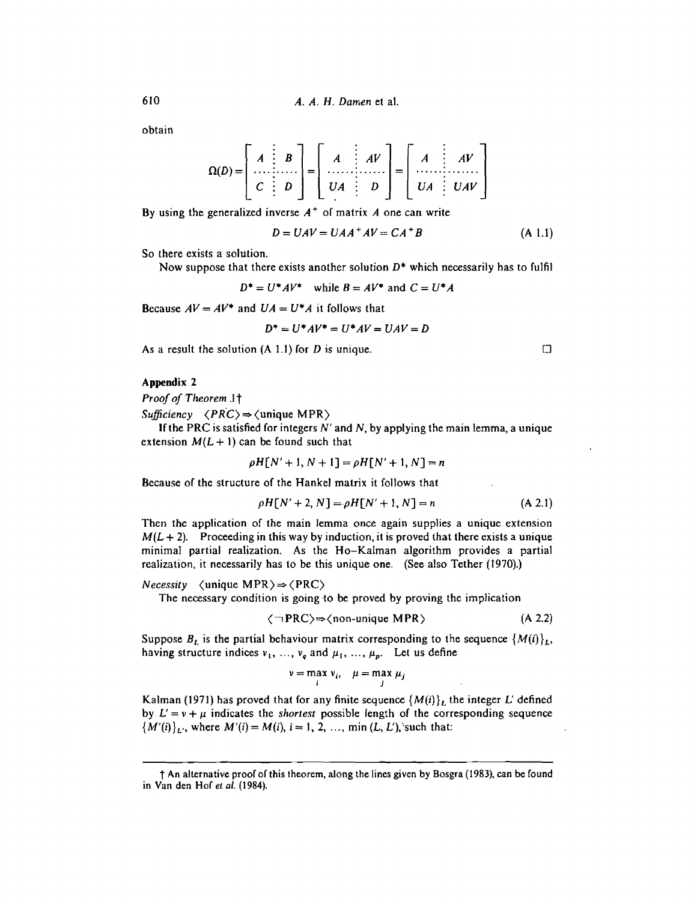obtain

$$\Omega(D) = \begin{bmatrix} A & \vdots & B \\ \cdots & \vdots & \cdots \\ C & \vdots & D \end{bmatrix} = \begin{bmatrix} A & \vdots & AV \\ \cdots & \vdots & \cdots \\ UA & \vdots & D \end{bmatrix} = \begin{bmatrix} A & \vdots & AV \\ \cdots & \vdots & \cdots \\ UA & \vdots & UAV \end{bmatrix}$$

By using the generalized inverse $A^+$ of matrix $A$ one can write

$$D = UAV = UAA^+AV = CA^+B \tag{A 1.1}$$

So there exists a solution.

Now suppose that there exists another solution $D^*$ which necessarily has to fulfil

$$D^* = U^*AV^* \quad \text{while } B = AV^* \text{ and } C = U^*A$$

Because $AV = AV^*$ and $UA = U^*A$ it follows that

$$D^* = U^*AV^* = U^*AV = UAV = D$$

As a result the solution (A 1.1) for $D$ is unique. □

### Appendix 2

*Proof of Theorem 1*†

*Sufficiency* $\langle PRC \rangle \Rightarrow \langle \text{unique MPR} \rangle$

If the PRC is satisfied for integers $N'$ and $N$, by applying the main lemma, a unique extension $M(L+1)$ can be found such that

$$\rho H[N'+1, N+1] = \rho H[N'+1, N] = n$$

Because of the structure of the Hankel matrix it follows that

$$\rho H[N'+2, N] = \rho H[N'+1, N] = n \tag{A 2.1}$$

Then the application of the main lemma once again supplies a unique extension $M(L+2)$. Proceeding in this way by induction, it is proved that there exists a unique minimal partial realization. As the Ho–Kalman algorithm provides a partial realization, it necessarily has to be this unique one. (See also Tether (1970).)

*Necessity* $\langle \text{unique MPR} \rangle \Rightarrow \langle \text{PRC} \rangle$

The necessary condition is going to be proved by proving the implication

$$\langle \neg \text{PRC} \rangle \Rightarrow \langle \text{non-unique MPR} \rangle \tag{A 2.2}$$

Suppose $B_L$ is the partial behaviour matrix corresponding to the sequence $\{M(i)\}_L$, having structure indices $\nu_1, \ldots, \nu_q$ and $\mu_1, \ldots, \mu_p$. Let us define

$$\nu = \max_i \nu_i, \quad \mu = \max_j \mu_j$$

Kalman (1971) has proved that for any finite sequence $\{M(i)\}_L$ the integer $L'$ defined by $L' = \nu + \mu$ indicates the *shortest* possible length of the corresponding sequence $\{M'(i)\}_{L'}$, where $M'(i) = M(i)$, $i = 1, 2, \ldots, \min(L, L')$, such that:

---

† An alternative proof of this theorem, along the lines given by Bosgra (1983), can be found in Van den Hof *et al.* (1984).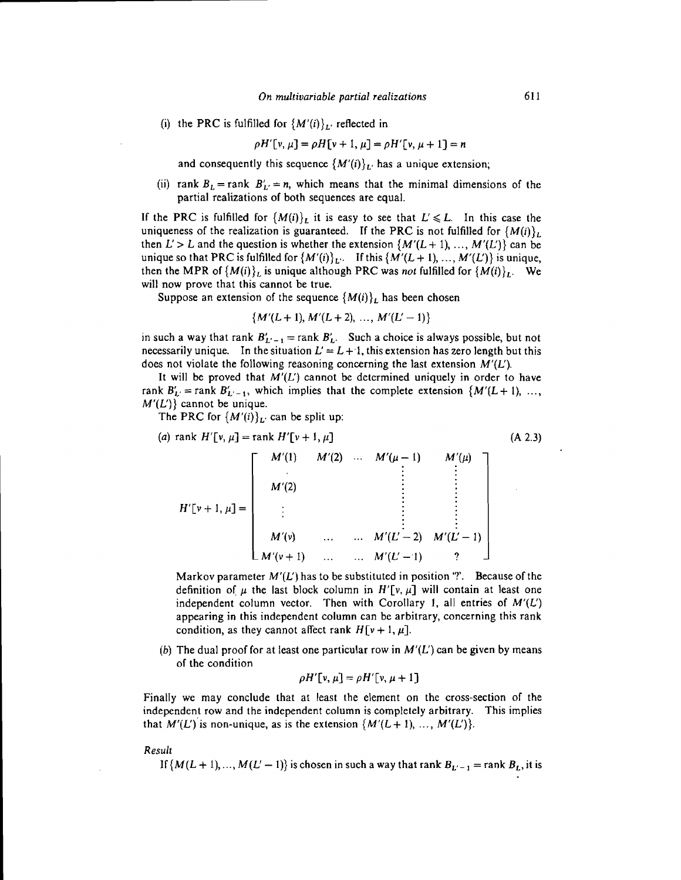(i) the PRC is fulfilled for $\{M'(i)\}_{L'}$ reflected in

$$\rho H'[\nu, \mu] = \rho H[\nu + 1, \mu] = \rho H'[\nu, \mu + 1] = n$$

and consequently this sequence $\{M'(i)\}_{L'}$ has a unique extension;

(ii) rank $B_L$ = rank $B'_{L'} = n$, which means that the minimal dimensions of the partial realizations of both sequences are equal.

If the PRC is fulfilled for $\{M(i)\}_L$ it is easy to see that $L' \leqslant L$. In this case the uniqueness of the realization is guaranteed. If the PRC is not fulfilled for $\{M(i)\}_L$ then $L' > L$ and the question is whether the extension $\{M'(L+1), \ldots, M'(L')\}$ can be unique so that PRC is fulfilled for $\{M'(i)\}_{L'}$. If this $\{M'(L+1), \ldots, M'(L')\}$ is unique, then the MPR of $\{M(i)\}_L$ is unique although PRC was *not* fulfilled for $\{M(i)\}_L$. We will now prove that this cannot be true.

Suppose an extension of the sequence $\{M(i)\}_L$ has been chosen

$$\{M'(L+1), M'(L+2), \ldots, M'(L'-1)\}$$

in such a way that rank $B'_{L'-1}$ = rank $B'_L$. Such a choice is always possible, but not necessarily unique. In the situation $L' = L + 1$, this extension has zero length but this does not violate the following reasoning concerning the last extension $M'(L')$.

It will be proved that $M'(L')$ cannot be determined uniquely in order to have rank $B'_{L'}$ = rank $B'_{L'-1}$, which implies that the complete extension $\{M'(L+1), \ldots, M'(L')\}$ cannot be unique.

The PRC for $\{M'(i)\}_{L'}$ can be split up:

(*a*) rank $H'[\nu, \mu]$ = rank $H'[\nu + 1, \mu]$ (A 2.3)

$$H'[\nu+1, \mu] = \begin{bmatrix} M'(1) & M'(2) & \cdots & M'(\mu-1) & M'(\mu) \\ \vdots & & & \vdots & \vdots \\ M'(2) & & & \vdots & \vdots \\ \vdots & & & \vdots & \vdots \\ M'(\nu) & \cdots & \cdots & M'(L'-2) & M'(L'-1) \\ M'(\nu+1) & \cdots & \cdots & M'(L'-1) & ? \end{bmatrix}$$

Markov parameter $M'(L')$ has to be substituted in position '?'. Because of the definition of $\mu$ the last block column in $H'[\nu, \mu]$ will contain at least one independent column vector. Then with Corollary 1, all entries of $M'(L')$ appearing in this independent column can be arbitrary, concerning this rank condition, as they cannot affect rank $H[\nu + 1, \mu]$.

(*b*) The dual proof for at least one particular row in $M'(L')$ can be given by means of the condition

$$\rho H'[\nu, \mu] = \rho H'[\nu, \mu + 1]$$

Finally we may conclude that at least the element on the cross-section of the independent row and the independent column is completely arbitrary. This implies that $M'(L')$ is non-unique, as is the extension $\{M'(L+1), \ldots, M'(L')\}$.

*Result*

If $\{M(L+1), \ldots, M(L'-1)\}$ is chosen in such a way that rank $B_{L'-1}$ = rank $B_L$, it is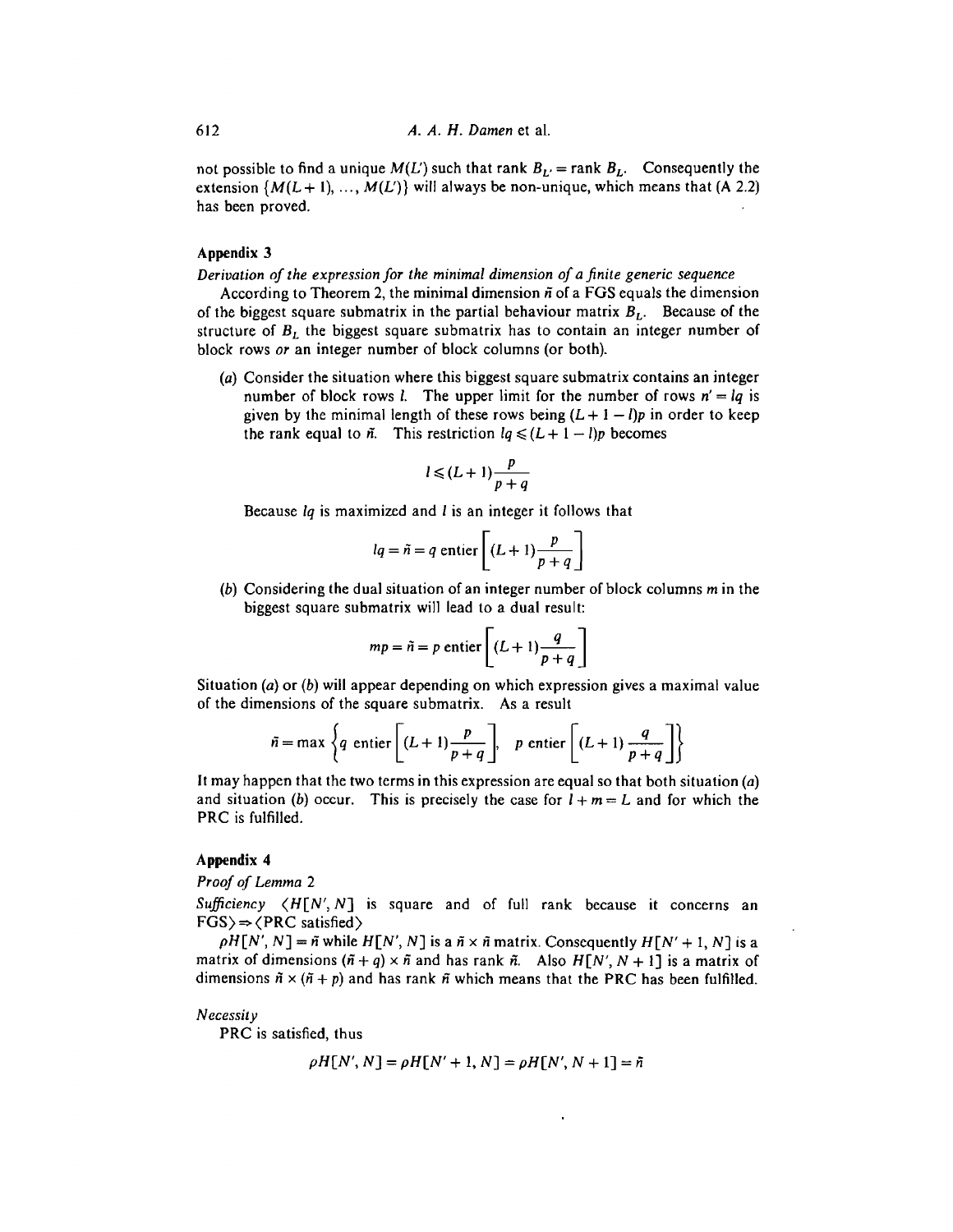not possible to find a unique $M(L')$ such that rank $B_{L'}$ = rank $B_L$. Consequently the extension $\{M(L+1), \ldots, M(L')\}$ will always be non-unique, which means that (A 2.2) has been proved.

## Appendix 3

*Derivation of the expression for the minimal dimension of a finite generic sequence*

According to Theorem 2, the minimal dimension $\bar{n}$ of a FGS equals the dimension of the biggest square submatrix in the partial behaviour matrix $B_L$. Because of the structure of $B_L$ the biggest square submatrix has to contain an integer number of block rows *or* an integer number of block columns (or both).

(*a*) Consider the situation where this biggest square submatrix contains an integer number of block rows $l$. The upper limit for the number of rows $n' = lq$ is given by the minimal length of these rows being $(L+1-l)p$ in order to keep the rank equal to $\bar{n}$. This restriction $lq \leqslant (L+1-l)p$ becomes

$$l \leqslant (L+1)\frac{p}{p+q}$$

Because $lq$ is maximized and $l$ is an integer it follows that

$$lq = \bar{n} = q \text{ entier}\left[(L+1)\frac{p}{p+q}\right]$$

(*b*) Considering the dual situation of an integer number of block columns $m$ in the biggest square submatrix will lead to a dual result:

$$mp = \bar{n} = p \text{ entier}\left[(L+1)\frac{q}{p+q}\right]$$

Situation (*a*) or (*b*) will appear depending on which expression gives a maximal value of the dimensions of the square submatrix. As a result

$$\bar{n} = \max\left\{q \text{ entier}\left[(L+1)\frac{p}{p+q}\right],\; p \text{ entier}\left[(L+1)\frac{q}{p+q}\right]\right\}$$

It may happen that the two terms in this expression are equal so that both situation (*a*) and situation (*b*) occur. This is precisely the case for $l+m=L$ and for which the PRC is fulfilled.

## Appendix 4

*Proof of Lemma 2*

*Sufficiency* $\langle H[N', N]$ is square and of full rank because it concerns an FGS$\rangle \Rightarrow \langle$PRC satisfied$\rangle$

$\rho H[N', N] = \bar{n}$ while $H[N', N]$ is a $\bar{n} \times \bar{n}$ matrix. Consequently $H[N'+1, N]$ is a matrix of dimensions $(\bar{n}+q) \times \bar{n}$ and has rank $\bar{n}$. Also $H[N', N+1]$ is a matrix of dimensions $\bar{n} \times (\bar{n}+p)$ and has rank $\bar{n}$ which means that the PRC has been fulfilled.

*Necessity*

PRC is satisfied, thus

$$\rho H[N', N] = \rho H[N'+1, N] = \rho H[N', N+1] = \bar{n}$$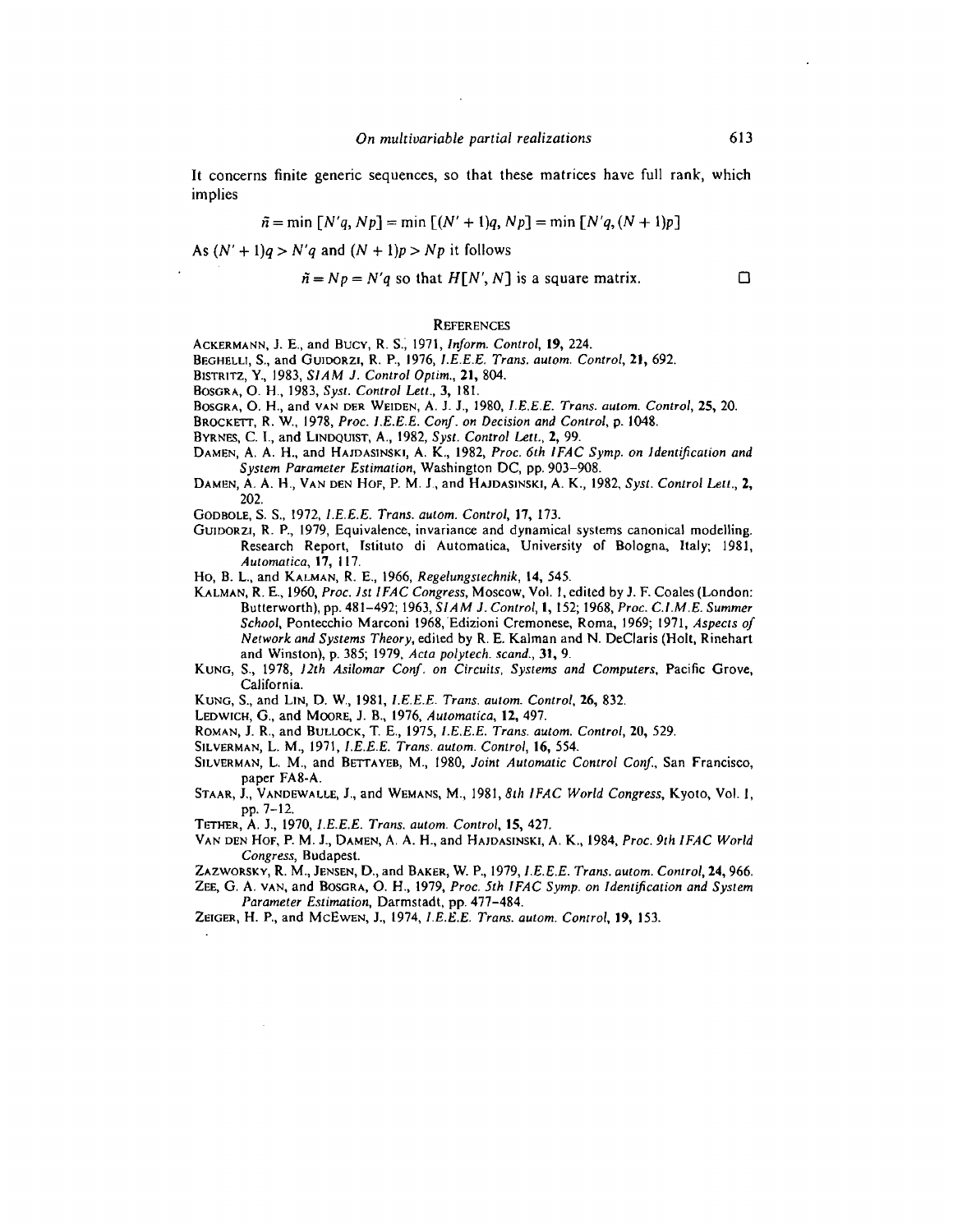It concerns finite generic sequences, so that these matrices have full rank, which implies

$$\tilde{n} = \min [N'q, Np] = \min [(N'+1)q, Np] = \min [N'q, (N+1)p]$$

As $(N'+1)q > N'q$ and $(N+1)p > Np$ it follows

$$\tilde{n} = Np = N'q \text{ so that } H[N', N] \text{ is a square matrix.} \qquad \square$$

## References

ACKERMANN, J. E., and BUCY, R. S., 1971, *Inform. Control*, **19**, 224.

BEGHELLI, S., and GUIDORZI, R. P., 1976, *I.E.E.E. Trans. autom. Control*, **21**, 692.

BISTRITZ, Y., 1983, *SIAM J. Control Optim.*, **21**, 804.

BOSGRA, O. H., 1983, *Syst. Control Lett.*, **3**, 181.

BOSGRA, O. H., and VAN DER WEIDEN, A. J. J., 1980, *I.E.E.E. Trans. autom. Control*, **25**, 20.

BROCKETT, R. W., 1978, *Proc. I.E.E.E. Conf. on Decision and Control*, p. 1048.

BYRNES, C. I., and LINDQUIST, A., 1982, *Syst. Control Lett.*, **2**, 99.

DAMEN, A. A. H., and HAJDASINSKI, A. K., 1982, *Proc. 6th IFAC Symp. on Identification and System Parameter Estimation*, Washington DC, pp. 903–908.

DAMEN, A. A. H., VAN DEN HOF, P. M. J., and HAJDASINSKI, A. K., 1982, *Syst. Control Lett.*, **2**, 202.

GODBOLE, S. S., 1972, *I.E.E.E. Trans. autom. Control*, **17**, 173.

GUIDORZI, R. P., 1979, Equivalence, invariance and dynamical systems canonical modelling. Research Report, Istituto di Automatica, University of Bologna, Italy; 1981, *Automatica*, **17**, 117.

HO, B. L., and KALMAN, R. E., 1966, *Regelungstechnik*, **14**, 545.

KALMAN, R. E., 1960, *Proc. 1st IFAC Congress*, Moscow, Vol. 1, edited by J. F. Coales (London: Butterworth), pp. 481–492; 1963, *SIAM J. Control*, **1**, 152; 1968, *Proc. C.I.M.E. Summer School*, Pontecchio Marconi 1968, Edizioni Cremonese, Roma, 1969; 1971, *Aspects of Network and Systems Theory*, edited by R. E. Kalman and N. DeClaris (Holt, Rinehart and Winston), p. 385; 1979, *Acta polytech. scand.*, **31**, 9.

KUNG, S., 1978, *12th Asilomar Conf. on Circuits, Systems and Computers*, Pacific Grove, California.

KUNG, S., and LIN, D. W., 1981, *I.E.E.E. Trans. autom. Control*, **26**, 832.

LEDWICH, G., and MOORE, J. B., 1976, *Automatica*, **12**, 497.

ROMAN, J. R., and BULLOCK, T. E., 1975, *I.E.E.E. Trans. autom. Control*, **20**, 529.

SILVERMAN, L. M., 1971, *I.E.E.E. Trans. autom. Control*, **16**, 554.

SILVERMAN, L. M., and BETTAYEB, M., 1980, *Joint Automatic Control Conf.*, San Francisco, paper FA8-A.

STAAR, J., VANDEWALLE, J., and WEMANS, M., 1981, *8th IFAC World Congress*, Kyoto, Vol. 1, pp. 7–12.

TETHER, A. J., 1970, *I.E.E.E. Trans. autom. Control*, **15**, 427.

VAN DEN HOF, P. M. J., DAMEN, A. A. H., and HAJDASINSKI, A. K., 1984, *Proc. 9th IFAC World Congress*, Budapest.

ZAZWORSKY, R. M., JENSEN, D., and BAKER, W. P., 1979, *I.E.E.E. Trans. autom. Control*, **24**, 966.

ZEE, G. A. VAN, and BOSGRA, O. H., 1979, *Proc. 5th IFAC Symp. on Identification and System Parameter Estimation*, Darmstadt, pp. 477–484.

ZEIGER, H. P., and MCEWEN, J., 1974, *I.E.E.E. Trans. autom. Control*, **19**, 153.